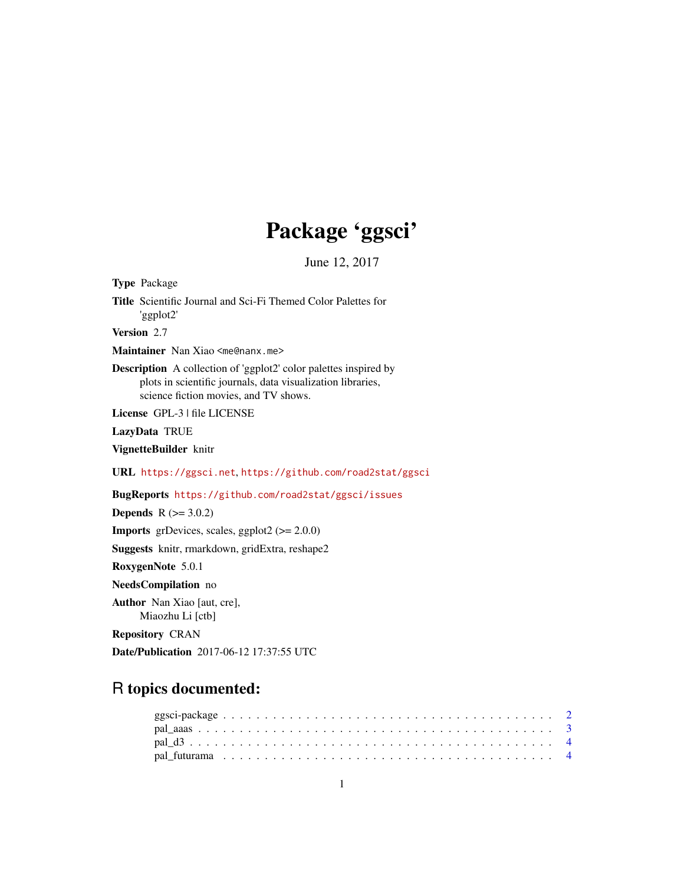# Package 'ggsci'

June 12, 2017

**Type** Package

**Title** Scientific Journal and Sci-Fi Themed Color Palettes for 'ggplot2'

**Version** 2.7

**Maintainer** Nan Xiao <me@nanx.me>

**Description** A collection of 'ggplot2' color palettes inspired by plots in scientific journals, data visualization libraries, science fiction movies, and TV shows.

**License** GPL-3 | file LICENSE

**LazyData** TRUE

**VignetteBuilder** knitr

**URL** https://ggsci.net, https://github.com/road2stat/ggsci

**BugReports** https://github.com/road2stat/ggsci/issues

**Depends** R (>= 3.0.2)

**Imports** grDevices, scales, ggplot2 (>= 2.0.0)

**Suggests** knitr, rmarkdown, gridExtra, reshape2

**RoxygenNote** 5.0.1

**NeedsCompilation** no

**Author** Nan Xiao [aut, cre], Miaozhu Li [ctb]

**Repository** CRAN

**Date/Publication** 2017-06-12 17:37:55 UTC

## R topics documented:

- ggsci-package . . . . . . . . . . . . . . . . . . . . . . . . . . . . . . . . . . . . . . . . 2
- pal_aaas . . . . . . . . . . . . . . . . . . . . . . . . . . . . . . . . . . . . . . . . . . . 3
- pal_d3 . . . . . . . . . . . . . . . . . . . . . . . . . . . . . . . . . . . . . . . . . . . . 4
- pal_futurama . . . . . . . . . . . . . . . . . . . . . . . . . . . . . . . . . . . . . . . . . 4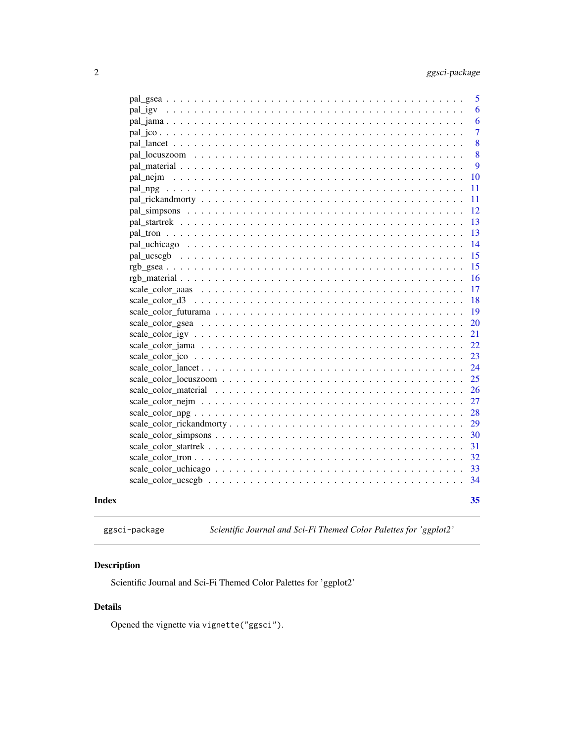| | |
|---|---|
| pal_gsea | 5 |
| pal_igv | 6 |
| pal_jama | 6 |
| pal_jco | 7 |
| pal_lancet | 8 |
| pal_locuszoom | 8 |
| pal_material | 9 |
| pal_nejm | 10 |
| pal_npg | 11 |
| pal_rickandmorty | 11 |
| pal_simpsons | 12 |
| pal_startrek | 13 |
| pal_tron | 13 |
| pal_uchicago | 14 |
| pal_ucscgb | 15 |
| rgb_gsea | 15 |
| rgb_material | 16 |
| scale_color_aaas | 17 |
| scale_color_d3 | 18 |
| scale_color_futurama | 19 |
| scale_color_gsea | 20 |
| scale_color_igv | 21 |
| scale_color_jama | 22 |
| scale_color_jco | 23 |
| scale_color_lancet | 24 |
| scale_color_locuszoom | 25 |
| scale_color_material | 26 |
| scale_color_nejm | 27 |
| scale_color_npg | 28 |
| scale_color_rickandmorty | 29 |
| scale_color_simpsons | 30 |
| scale_color_startrek | 31 |
| scale_color_tron | 32 |
| scale_color_uchicago | 33 |
| scale_color_ucscgb | 34 |

**Index** 35

---

`ggsci-package` *Scientific Journal and Sci-Fi Themed Color Palettes for 'ggplot2'*

---

## Description

Scientific Journal and Sci-Fi Themed Color Palettes for 'ggplot2'

## Details

Opened the vignette via `vignette("ggsci")`.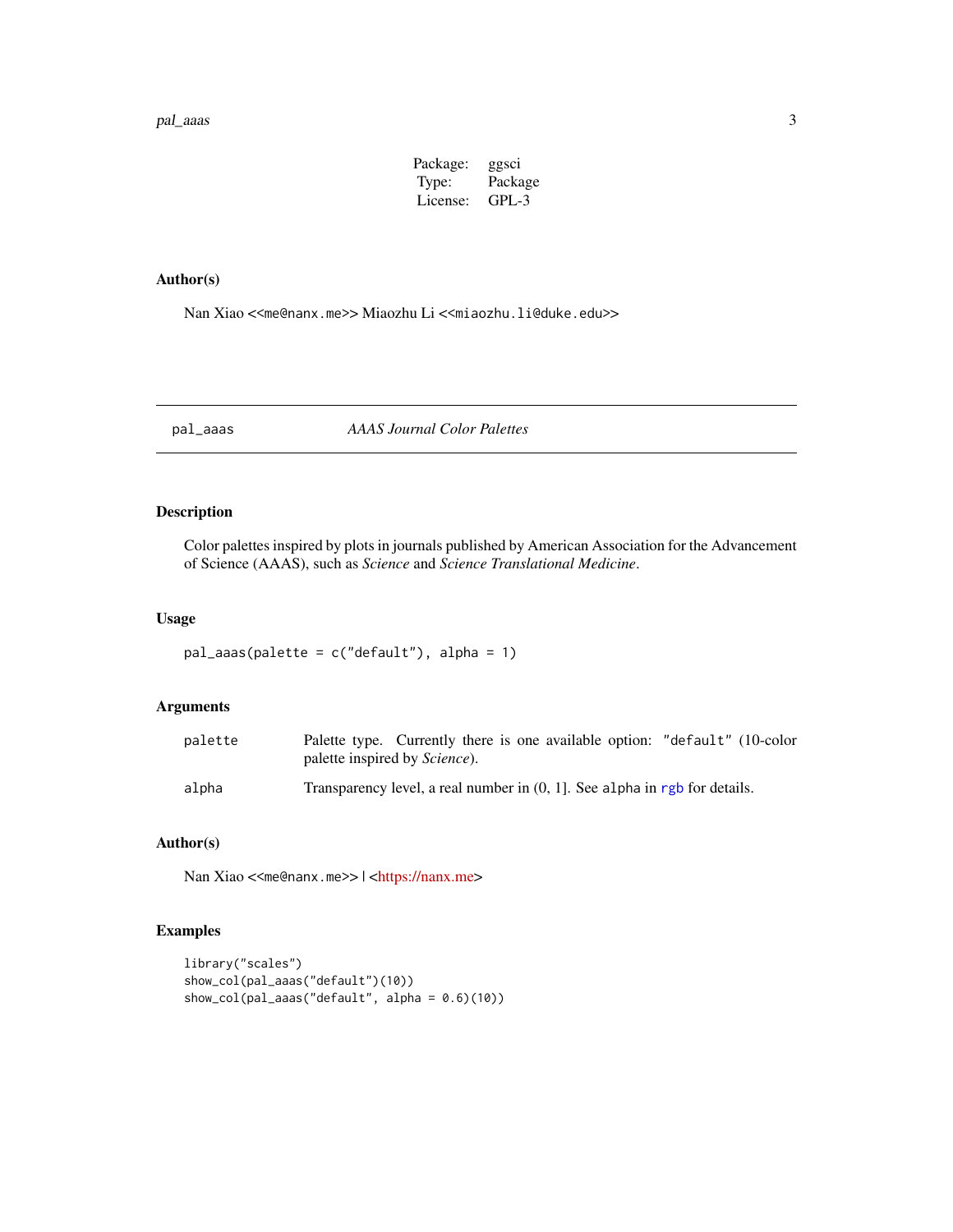| Package: | ggsci |
| --- | --- |
| Type: | Package |
| License: | GPL-3 |

## Author(s)

Nan Xiao <<me@nanx.me>> Miaozhu Li <<miaozhu.li@duke.edu>>

---

# pal_aaas — *AAAS Journal Color Palettes*

---

## Description

Color palettes inspired by plots in journals published by American Association for the Advancement of Science (AAAS), such as *Science* and *Science Translational Medicine*.

## Usage

```
pal_aaas(palette = c("default"), alpha = 1)
```

## Arguments

| | |
| --- | --- |
| palette | Palette type. Currently there is one available option: "default" (10-color palette inspired by *Science*). |
| alpha | Transparency level, a real number in (0, 1]. See alpha in rgb for details. |

## Author(s)

Nan Xiao <<me@nanx.me>> | <https://nanx.me>

## Examples

```
library("scales")
show_col(pal_aaas("default")(10))
show_col(pal_aaas("default", alpha = 0.6)(10))
```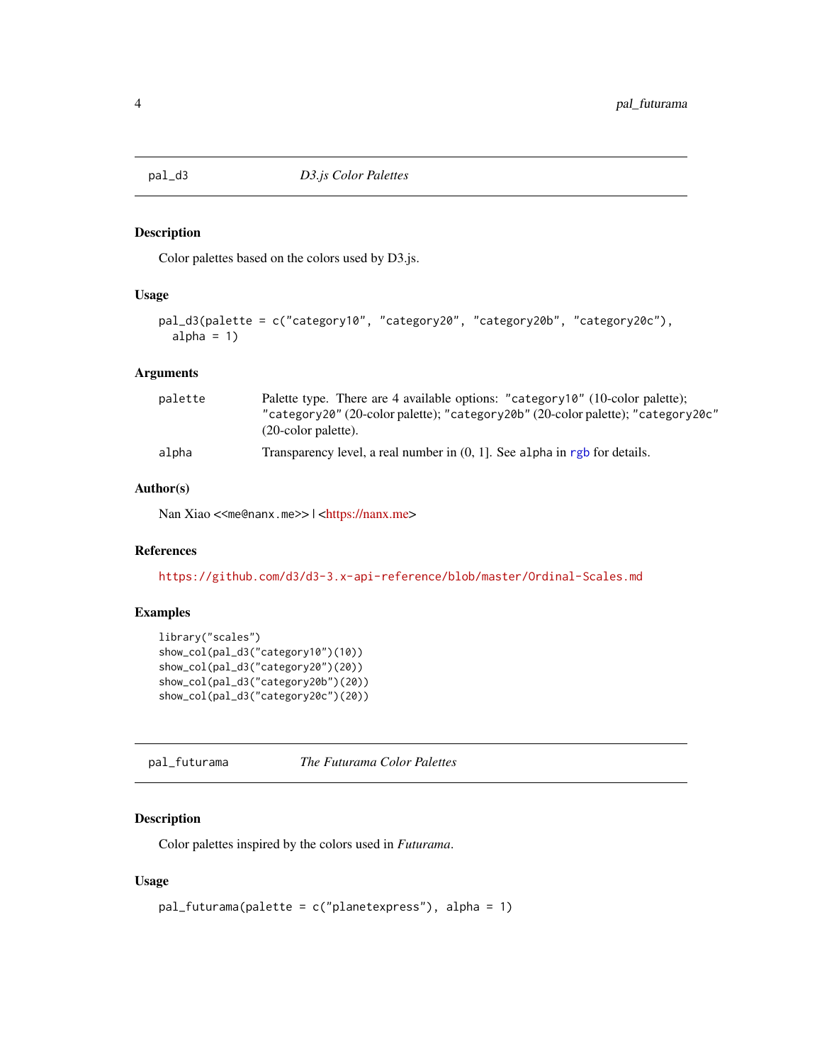## pal_d3 — *D3.js Color Palettes*

### Description

Color palettes based on the colors used by D3.js.

### Usage

```
pal_d3(palette = c("category10", "category20", "category20b", "category20c"),
  alpha = 1)
```

### Arguments

| | |
|---|---|
| palette | Palette type. There are 4 available options: "category10" (10-color palette); "category20" (20-color palette); "category20b" (20-color palette); "category20c" (20-color palette). |
| alpha | Transparency level, a real number in (0, 1]. See alpha in rgb for details. |

### Author(s)

Nan Xiao <<me@nanx.me>> | <https://nanx.me>

### References

https://github.com/d3/d3-3.x-api-reference/blob/master/Ordinal-Scales.md

### Examples

```
library("scales")
show_col(pal_d3("category10")(10))
show_col(pal_d3("category20")(20))
show_col(pal_d3("category20b")(20))
show_col(pal_d3("category20c")(20))
```

## pal_futurama — *The Futurama Color Palettes*

### Description

Color palettes inspired by the colors used in *Futurama*.

### Usage

```
pal_futurama(palette = c("planetexpress"), alpha = 1)
```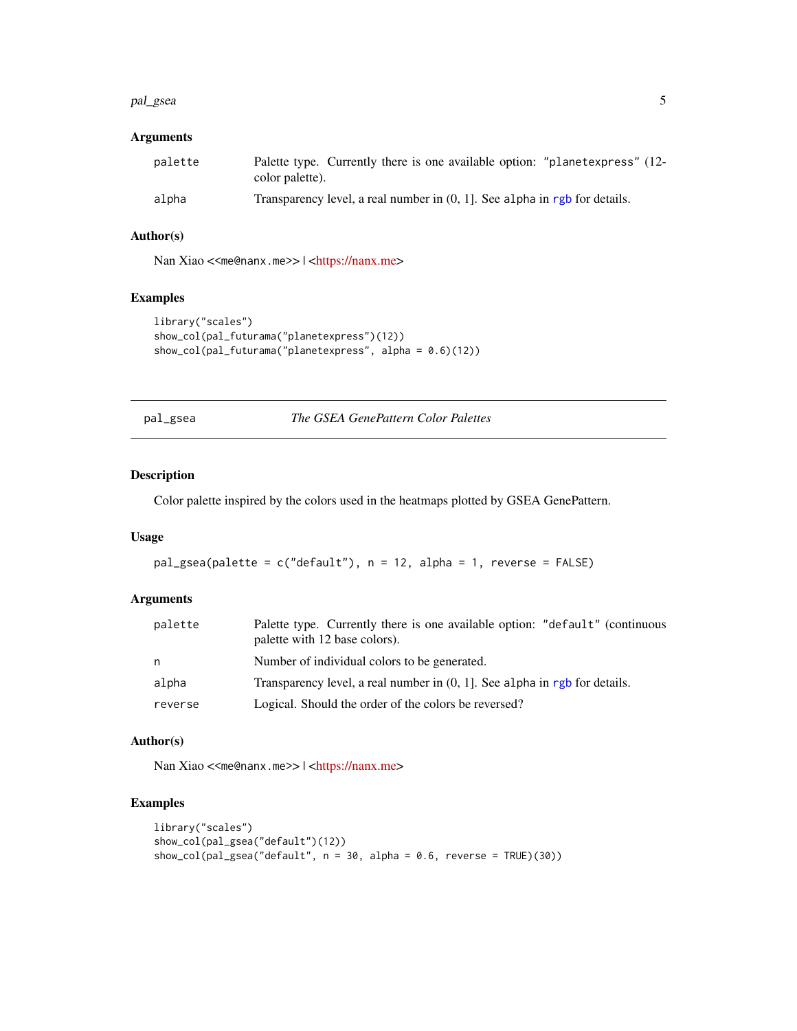### Arguments

palette    Palette type. Currently there is one available option: "planetexpress" (12-color palette).

alpha    Transparency level, a real number in (0, 1]. See alpha in rgb for details.

### Author(s)

Nan Xiao <<me@nanx.me>> | <https://nanx.me>

### Examples

```
library("scales")
show_col(pal_futurama("planetexpress")(12))
show_col(pal_futurama("planetexpress", alpha = 0.6)(12))
```

---

## pal_gsea    *The GSEA GenePattern Color Palettes*

---

### Description

Color palette inspired by the colors used in the heatmaps plotted by GSEA GenePattern.

### Usage

```
pal_gsea(palette = c("default"), n = 12, alpha = 1, reverse = FALSE)
```

### Arguments

palette    Palette type. Currently there is one available option: "default" (continuous palette with 12 base colors).

n    Number of individual colors to be generated.

alpha    Transparency level, a real number in (0, 1]. See alpha in rgb for details.

reverse    Logical. Should the order of the colors be reversed?

### Author(s)

Nan Xiao <<me@nanx.me>> | <https://nanx.me>

### Examples

```
library("scales")
show_col(pal_gsea("default")(12))
show_col(pal_gsea("default", n = 30, alpha = 0.6, reverse = TRUE)(30))
```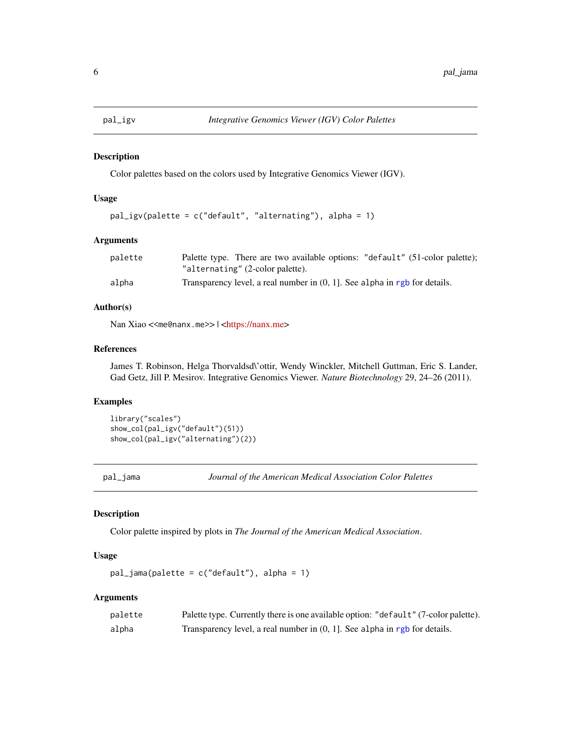## pal_igv — *Integrative Genomics Viewer (IGV) Color Palettes*

### Description

Color palettes based on the colors used by Integrative Genomics Viewer (IGV).

### Usage

```
pal_igv(palette = c("default", "alternating"), alpha = 1)
```

### Arguments

| | |
|---|---|
| palette | Palette type. There are two available options: "default" (51-color palette); "alternating" (2-color palette). |
| alpha | Transparency level, a real number in (0, 1]. See alpha in rgb for details. |

### Author(s)

Nan Xiao <<me@nanx.me>> | <https://nanx.me>

### References

James T. Robinson, Helga Thorvaldsd\'ottir, Wendy Winckler, Mitchell Guttman, Eric S. Lander, Gad Getz, Jill P. Mesirov. Integrative Genomics Viewer. *Nature Biotechnology* 29, 24–26 (2011).

### Examples

```
library("scales")
show_col(pal_igv("default")(51))
show_col(pal_igv("alternating")(2))
```

## pal_jama — *Journal of the American Medical Association Color Palettes*

### Description

Color palette inspired by plots in *The Journal of the American Medical Association*.

### Usage

```
pal_jama(palette = c("default"), alpha = 1)
```

### Arguments

| | |
|---|---|
| palette | Palette type. Currently there is one available option: "default" (7-color palette). |
| alpha | Transparency level, a real number in (0, 1]. See alpha in rgb for details. |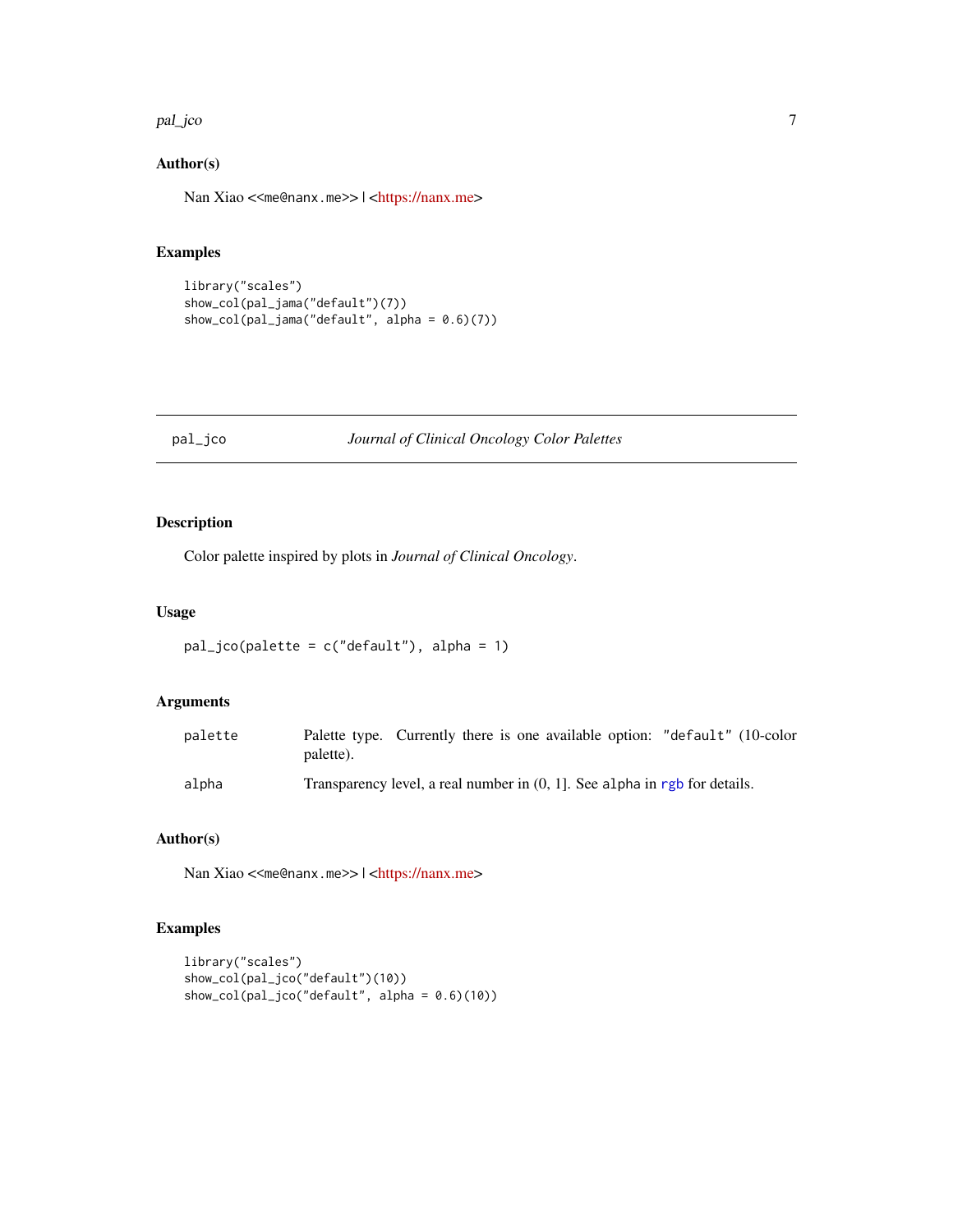## Author(s)

Nan Xiao <<me@nanx.me>> | <https://nanx.me>

## Examples

```
library("scales")
show_col(pal_jama("default")(7))
show_col(pal_jama("default", alpha = 0.6)(7))
```

---

# pal_jco — *Journal of Clinical Oncology Color Palettes*

## Description

Color palette inspired by plots in *Journal of Clinical Oncology*.

## Usage

```
pal_jco(palette = c("default"), alpha = 1)
```

## Arguments

| | |
|---|---|
| palette | Palette type. Currently there is one available option: "default" (10-color palette). |
| alpha | Transparency level, a real number in (0, 1]. See alpha in rgb for details. |

## Author(s)

Nan Xiao <<me@nanx.me>> | <https://nanx.me>

## Examples

```
library("scales")
show_col(pal_jco("default")(10))
show_col(pal_jco("default", alpha = 0.6)(10))
```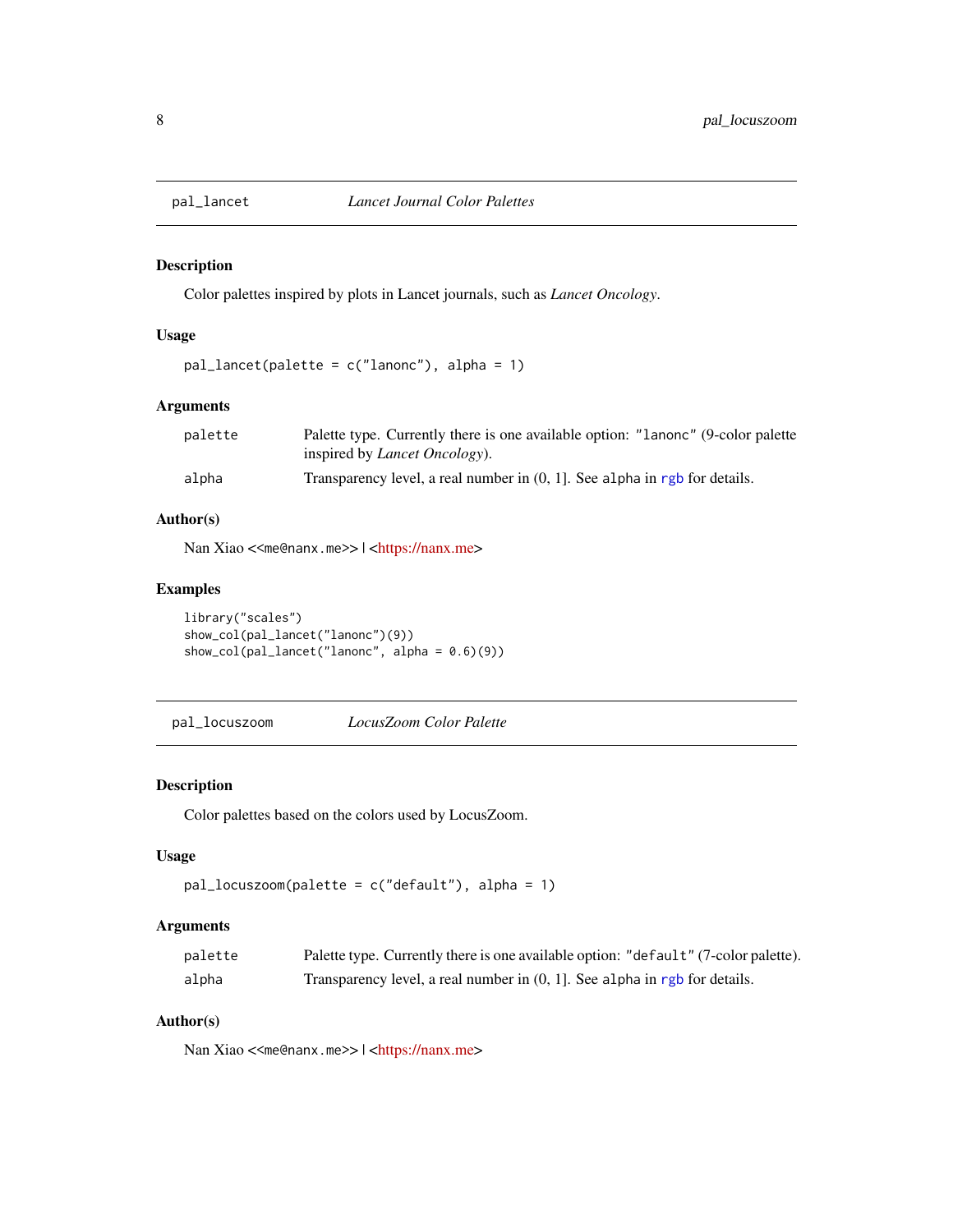## pal_lancet — *Lancet Journal Color Palettes*

### Description

Color palettes inspired by plots in Lancet journals, such as *Lancet Oncology*.

### Usage

```
pal_lancet(palette = c("lanonc"), alpha = 1)
```

### Arguments

| | |
|---|---|
| palette | Palette type. Currently there is one available option: `"lanonc"` (9-color palette inspired by *Lancet Oncology*). |
| alpha | Transparency level, a real number in (0, 1]. See `alpha` in `rgb` for details. |

### Author(s)

Nan Xiao <`<me@nanx.me>`> | <https://nanx.me>

### Examples

```
library("scales")
show_col(pal_lancet("lanonc")(9))
show_col(pal_lancet("lanonc", alpha = 0.6)(9))
```

## pal_locuszoom — *LocusZoom Color Palette*

### Description

Color palettes based on the colors used by LocusZoom.

### Usage

```
pal_locuszoom(palette = c("default"), alpha = 1)
```

### Arguments

| | |
|---|---|
| palette | Palette type. Currently there is one available option: `"default"` (7-color palette). |
| alpha | Transparency level, a real number in (0, 1]. See `alpha` in `rgb` for details. |

### Author(s)

Nan Xiao <`<me@nanx.me>`> | <https://nanx.me>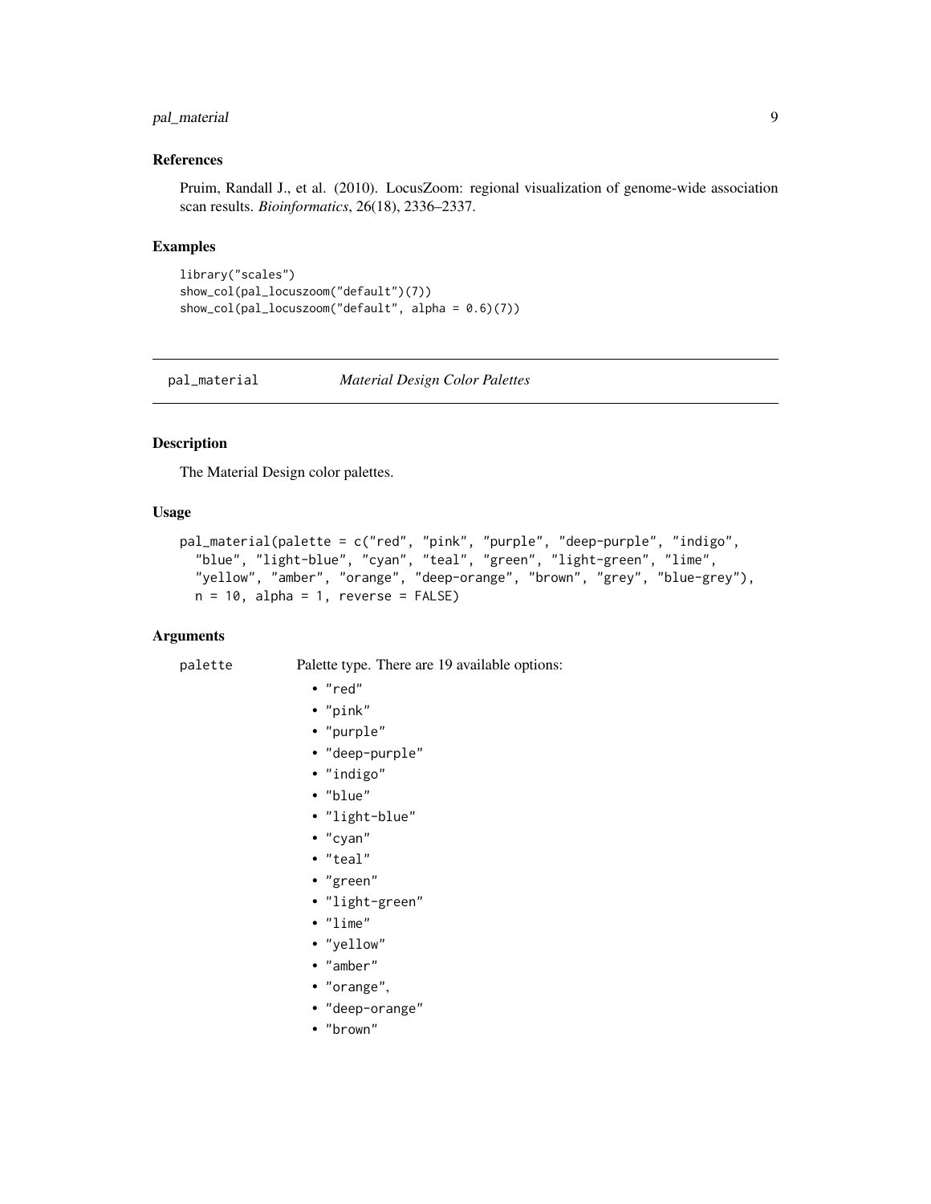## References

Pruim, Randall J., et al. (2010). LocusZoom: regional visualization of genome-wide association scan results. *Bioinformatics*, 26(18), 2336–2337.

## Examples

```
library("scales")
show_col(pal_locuszoom("default")(7))
show_col(pal_locuszoom("default", alpha = 0.6)(7))
```

---

# pal_material — *Material Design Color Palettes*

---

## Description

The Material Design color palettes.

## Usage

```
pal_material(palette = c("red", "pink", "purple", "deep-purple", "indigo",
  "blue", "light-blue", "cyan", "teal", "green", "light-green", "lime",
  "yellow", "amber", "orange", "deep-orange", "brown", "grey", "blue-grey"),
  n = 10, alpha = 1, reverse = FALSE)
```

## Arguments

`palette` Palette type. There are 19 available options:

- "red"
- "pink"
- "purple"
- "deep-purple"
- "indigo"
- "blue"
- "light-blue"
- "cyan"
- "teal"
- "green"
- "light-green"
- "lime"
- "yellow"
- "amber"
- "orange",
- "deep-orange"
- "brown"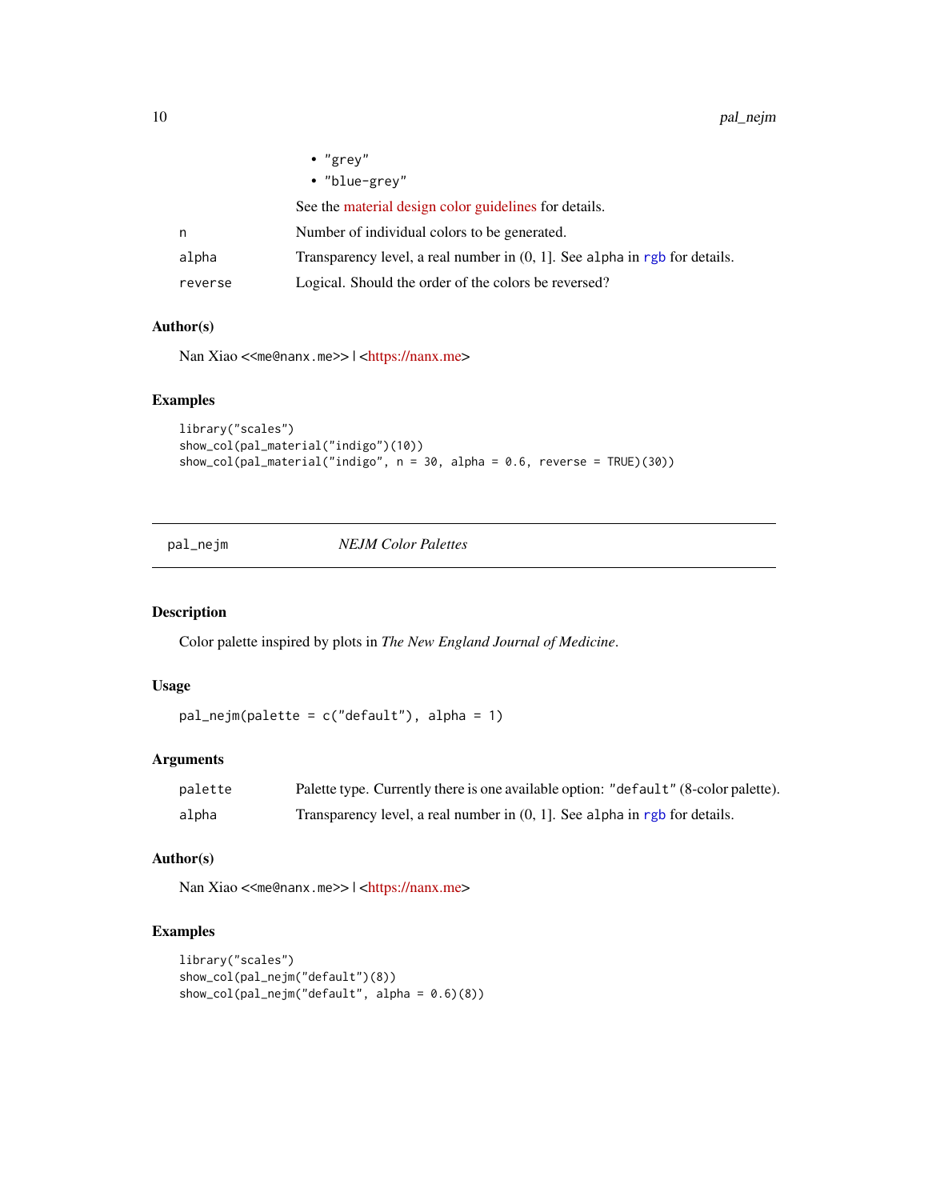- "grey"
- "blue-grey"

See the material design color guidelines for details.

| | |
|---|---|
| n | Number of individual colors to be generated. |
| alpha | Transparency level, a real number in (0, 1]. See alpha in rgb for details. |
| reverse | Logical. Should the order of the colors be reversed? |

### Author(s)

Nan Xiao <<me@nanx.me>> | <https://nanx.me>

### Examples

```
library("scales")
show_col(pal_material("indigo")(10))
show_col(pal_material("indigo", n = 30, alpha = 0.6, reverse = TRUE)(30))
```

---

## pal_nejm — *NEJM Color Palettes*

---

### Description

Color palette inspired by plots in *The New England Journal of Medicine*.

### Usage

```
pal_nejm(palette = c("default"), alpha = 1)
```

### Arguments

| | |
|---|---|
| palette | Palette type. Currently there is one available option: "default" (8-color palette). |
| alpha | Transparency level, a real number in (0, 1]. See alpha in rgb for details. |

### Author(s)

Nan Xiao <<me@nanx.me>> | <https://nanx.me>

### Examples

```
library("scales")
show_col(pal_nejm("default")(8))
show_col(pal_nejm("default", alpha = 0.6)(8))
```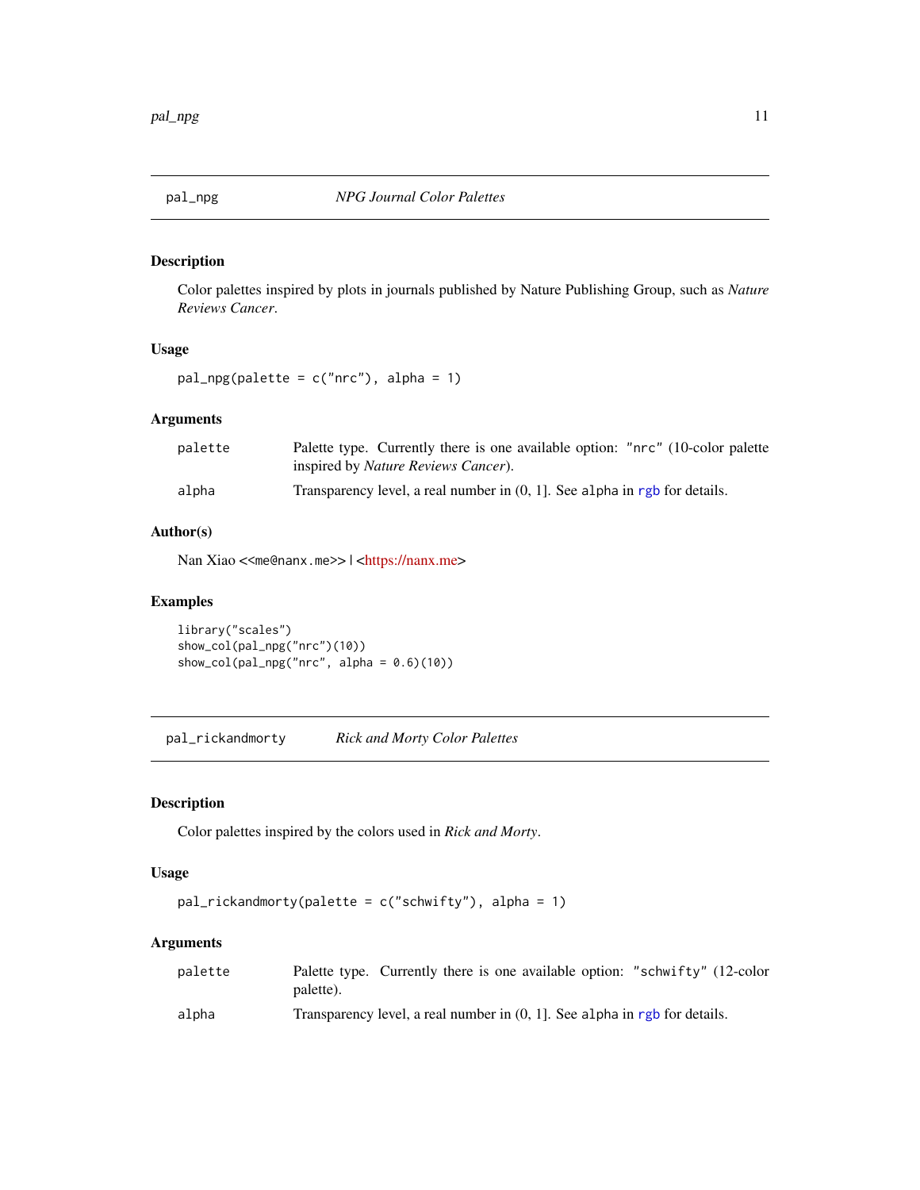## pal_npg *NPG Journal Color Palettes*

### Description

Color palettes inspired by plots in journals published by Nature Publishing Group, such as *Nature Reviews Cancer*.

### Usage

```
pal_npg(palette = c("nrc"), alpha = 1)
```

### Arguments

| | |
|---|---|
| palette | Palette type. Currently there is one available option: "nrc" (10-color palette inspired by *Nature Reviews Cancer*). |
| alpha | Transparency level, a real number in (0, 1]. See alpha in rgb for details. |

### Author(s)

Nan Xiao <<me@nanx.me>> | <https://nanx.me>

### Examples

```
library("scales")
show_col(pal_npg("nrc")(10))
show_col(pal_npg("nrc", alpha = 0.6)(10))
```

## pal_rickandmorty *Rick and Morty Color Palettes*

### Description

Color palettes inspired by the colors used in *Rick and Morty*.

### Usage

```
pal_rickandmorty(palette = c("schwifty"), alpha = 1)
```

### Arguments

| | |
|---|---|
| palette | Palette type. Currently there is one available option: "schwifty" (12-color palette). |
| alpha | Transparency level, a real number in (0, 1]. See alpha in rgb for details. |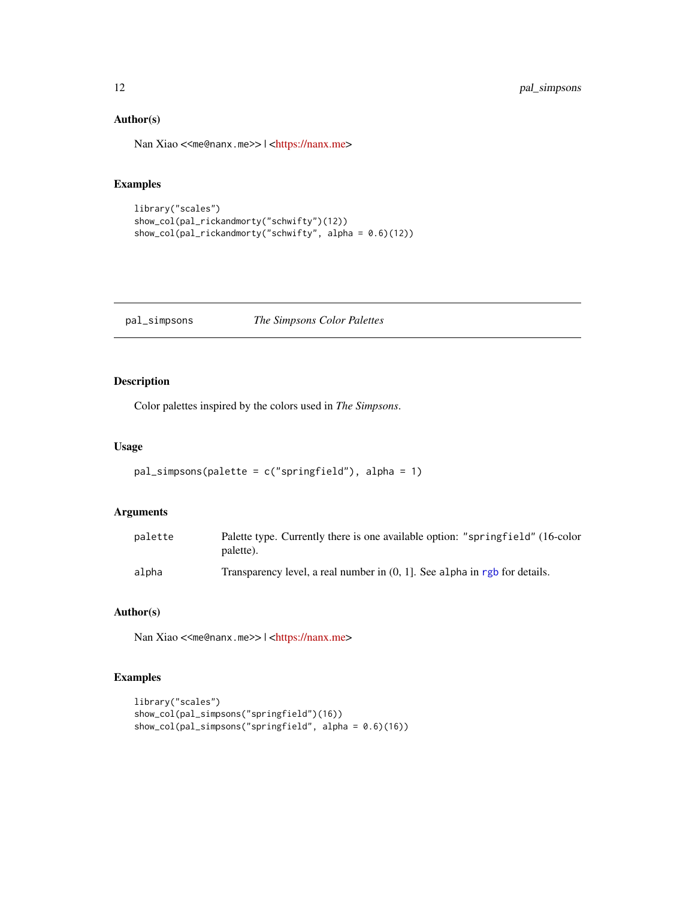## Author(s)

Nan Xiao <<me@nanx.me>> | <https://nanx.me>

## Examples

```
library("scales")
show_col(pal_rickandmorty("schwifty")(12))
show_col(pal_rickandmorty("schwifty", alpha = 0.6)(12))
```

---

# pal_simpsons &nbsp;&nbsp;&nbsp; *The Simpsons Color Palettes*

---

## Description

Color palettes inspired by the colors used in *The Simpsons*.

## Usage

```
pal_simpsons(palette = c("springfield"), alpha = 1)
```

## Arguments

| | |
|---|---|
| palette | Palette type. Currently there is one available option: "springfield" (16-color palette). |
| alpha | Transparency level, a real number in (0, 1]. See alpha in rgb for details. |

## Author(s)

Nan Xiao <<me@nanx.me>> | <https://nanx.me>

## Examples

```
library("scales")
show_col(pal_simpsons("springfield")(16))
show_col(pal_simpsons("springfield", alpha = 0.6)(16))
```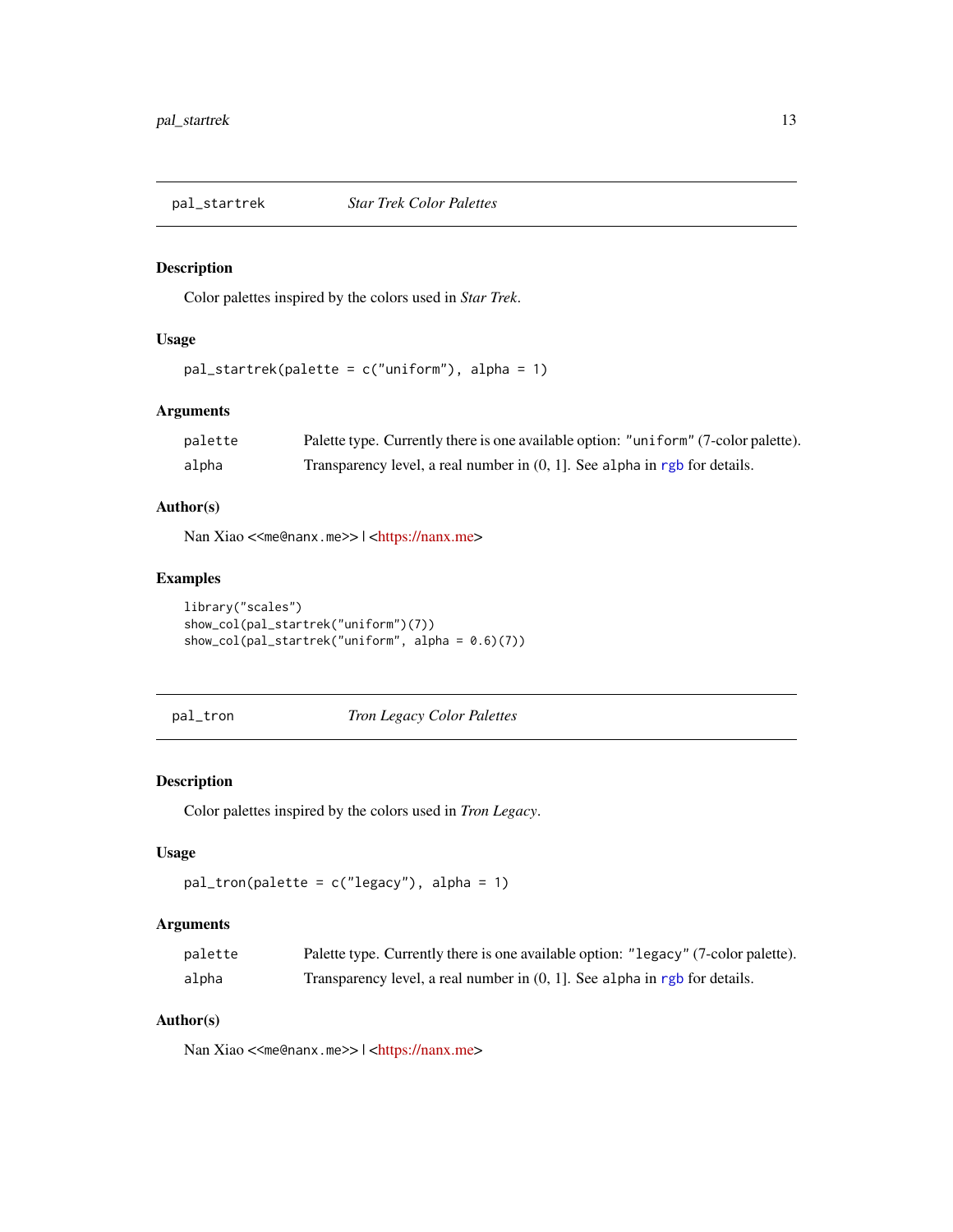## pal_startrek — *Star Trek Color Palettes*

### Description

Color palettes inspired by the colors used in *Star Trek*.

### Usage

```
pal_startrek(palette = c("uniform"), alpha = 1)
```

### Arguments

| | |
|---|---|
| palette | Palette type. Currently there is one available option: "uniform" (7-color palette). |
| alpha | Transparency level, a real number in (0, 1]. See alpha in rgb for details. |

### Author(s)

Nan Xiao <<me@nanx.me>> | <https://nanx.me>

### Examples

```
library("scales")
show_col(pal_startrek("uniform")(7))
show_col(pal_startrek("uniform", alpha = 0.6)(7))
```

## pal_tron — *Tron Legacy Color Palettes*

### Description

Color palettes inspired by the colors used in *Tron Legacy*.

### Usage

```
pal_tron(palette = c("legacy"), alpha = 1)
```

### Arguments

| | |
|---|---|
| palette | Palette type. Currently there is one available option: "legacy" (7-color palette). |
| alpha | Transparency level, a real number in (0, 1]. See alpha in rgb for details. |

### Author(s)

Nan Xiao <<me@nanx.me>> | <https://nanx.me>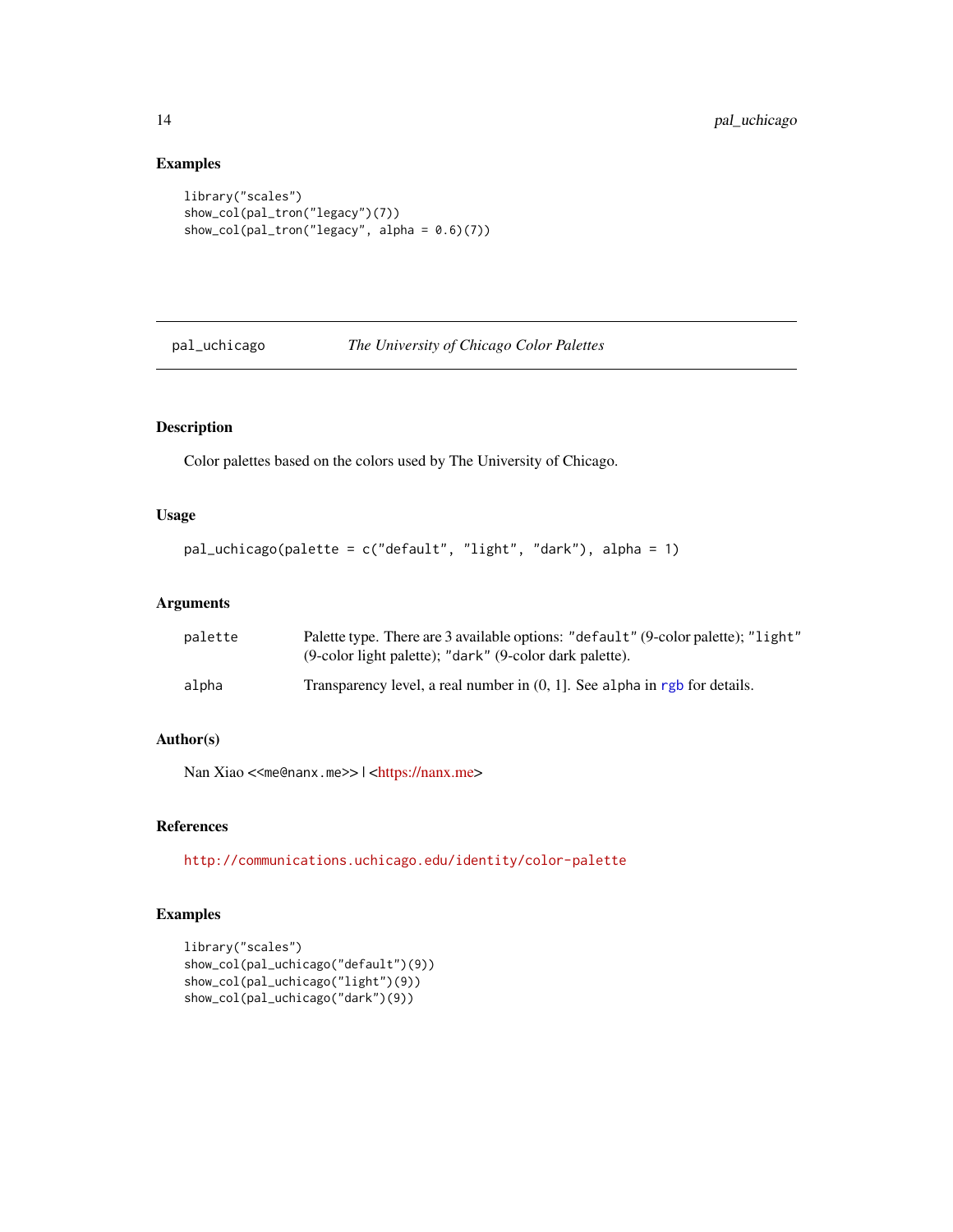## Examples

```
library("scales")
show_col(pal_tron("legacy")(7))
show_col(pal_tron("legacy", alpha = 0.6)(7))
```

---

# pal_uchicago *The University of Chicago Color Palettes*

---

## Description

Color palettes based on the colors used by The University of Chicago.

## Usage

```
pal_uchicago(palette = c("default", "light", "dark"), alpha = 1)
```

## Arguments

| | |
|---|---|
| palette | Palette type. There are 3 available options: "default" (9-color palette); "light" (9-color light palette); "dark" (9-color dark palette). |
| alpha | Transparency level, a real number in (0, 1]. See alpha in rgb for details. |

## Author(s)

Nan Xiao <<me@nanx.me>> | <https://nanx.me>

## References

http://communications.uchicago.edu/identity/color-palette

## Examples

```
library("scales")
show_col(pal_uchicago("default")(9))
show_col(pal_uchicago("light")(9))
show_col(pal_uchicago("dark")(9))
```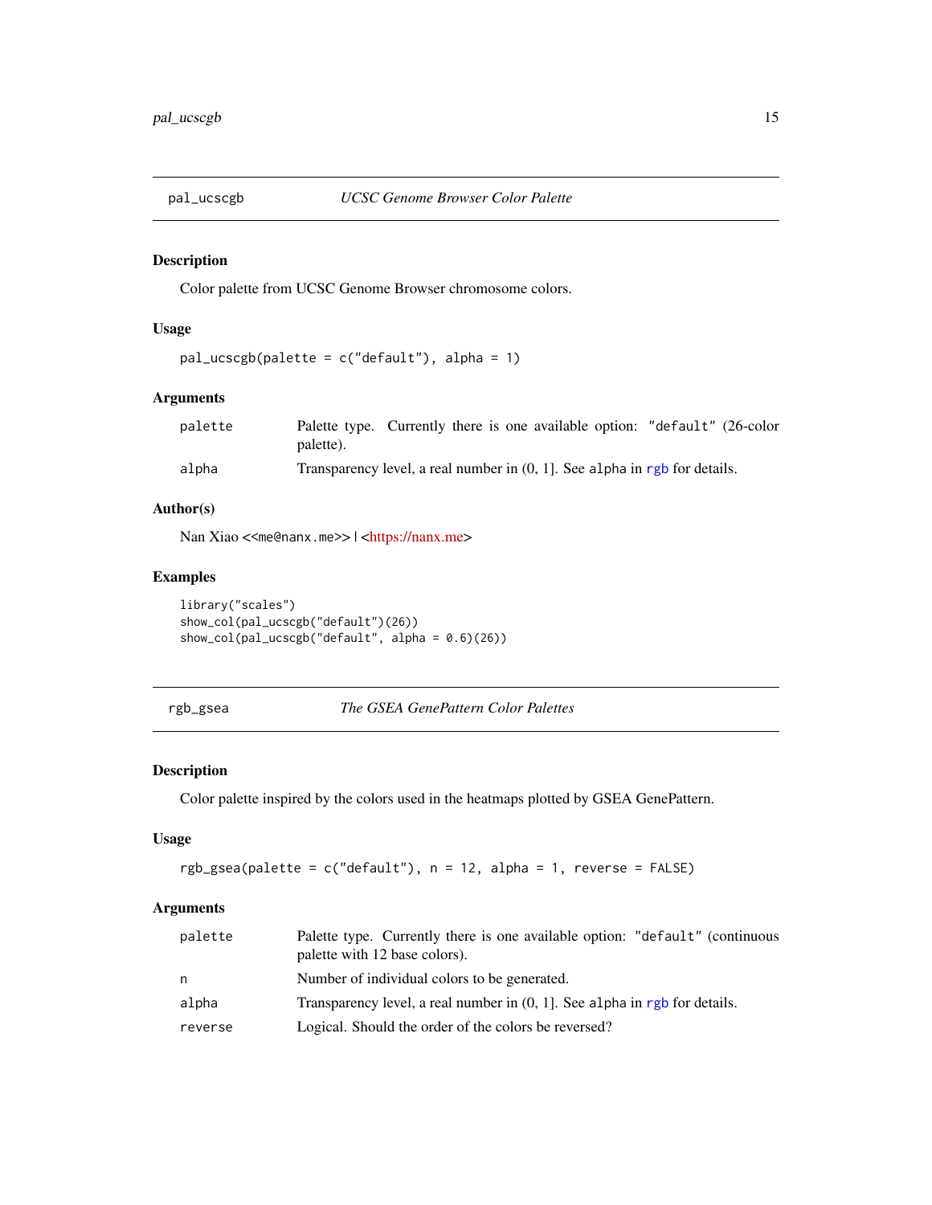## pal_ucscgb — *UCSC Genome Browser Color Palette*

### Description

Color palette from UCSC Genome Browser chromosome colors.

### Usage

```
pal_ucscgb(palette = c("default"), alpha = 1)
```

### Arguments

| | |
|---|---|
| palette | Palette type. Currently there is one available option: "default" (26-color palette). |
| alpha | Transparency level, a real number in (0, 1]. See alpha in rgb for details. |

### Author(s)

Nan Xiao <<me@nanx.me>> | <https://nanx.me>

### Examples

```
library("scales")
show_col(pal_ucscgb("default")(26))
show_col(pal_ucscgb("default", alpha = 0.6)(26))
```

## rgb_gsea — *The GSEA GenePattern Color Palettes*

### Description

Color palette inspired by the colors used in the heatmaps plotted by GSEA GenePattern.

### Usage

```
rgb_gsea(palette = c("default"), n = 12, alpha = 1, reverse = FALSE)
```

### Arguments

| | |
|---|---|
| palette | Palette type. Currently there is one available option: "default" (continuous palette with 12 base colors). |
| n | Number of individual colors to be generated. |
| alpha | Transparency level, a real number in (0, 1]. See alpha in rgb for details. |
| reverse | Logical. Should the order of the colors be reversed? |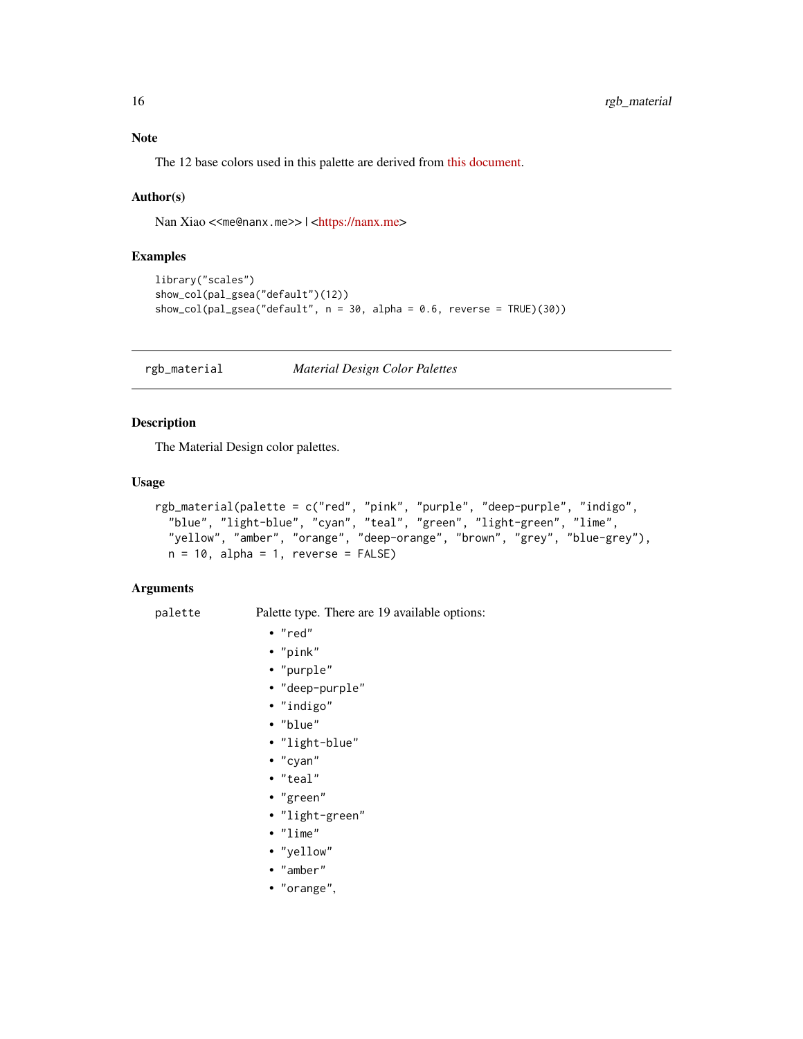## Note

The 12 base colors used in this palette are derived from this document.

## Author(s)

Nan Xiao <<me@nanx.me>> | <https://nanx.me>

## Examples

```
library("scales")
show_col(pal_gsea("default")(12))
show_col(pal_gsea("default", n = 30, alpha = 0.6, reverse = TRUE)(30))
```

---

# rgb_material *Material Design Color Palettes*

## Description

The Material Design color palettes.

## Usage

```
rgb_material(palette = c("red", "pink", "purple", "deep-purple", "indigo",
  "blue", "light-blue", "cyan", "teal", "green", "light-green", "lime",
  "yellow", "amber", "orange", "deep-orange", "brown", "grey", "blue-grey"),
  n = 10, alpha = 1, reverse = FALSE)
```

## Arguments

`palette` Palette type. There are 19 available options:

- "red"
- "pink"
- "purple"
- "deep-purple"
- "indigo"
- "blue"
- "light-blue"
- "cyan"
- "teal"
- "green"
- "light-green"
- "lime"
- "yellow"
- "amber"
- "orange",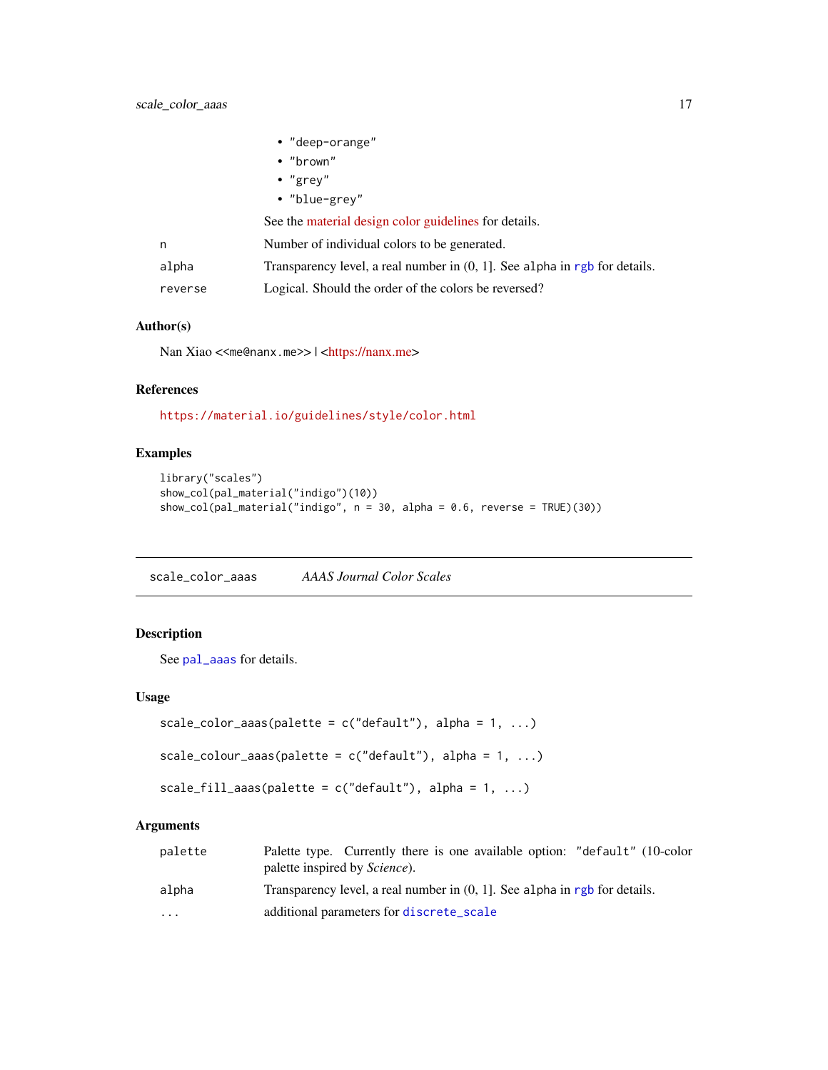- "deep-orange"
- "brown"
- "grey"
- "blue-grey"

See the material design color guidelines for details.

| | |
|---|---|
| n | Number of individual colors to be generated. |
| alpha | Transparency level, a real number in (0, 1]. See alpha in rgb for details. |
| reverse | Logical. Should the order of the colors be reversed? |

### Author(s)

Nan Xiao <<me@nanx.me>> | <https://nanx.me>

### References

https://material.io/guidelines/style/color.html

### Examples

```
library("scales")
show_col(pal_material("indigo")(10))
show_col(pal_material("indigo", n = 30, alpha = 0.6, reverse = TRUE)(30))
```

---

## scale_color_aaas    *AAAS Journal Color Scales*

### Description

See pal_aaas for details.

### Usage

```
scale_color_aaas(palette = c("default"), alpha = 1, ...)

scale_colour_aaas(palette = c("default"), alpha = 1, ...)

scale_fill_aaas(palette = c("default"), alpha = 1, ...)
```

### Arguments

| | |
|---|---|
| palette | Palette type. Currently there is one available option: "default" (10-color palette inspired by *Science*). |
| alpha | Transparency level, a real number in (0, 1]. See alpha in rgb for details. |
| ... | additional parameters for discrete_scale |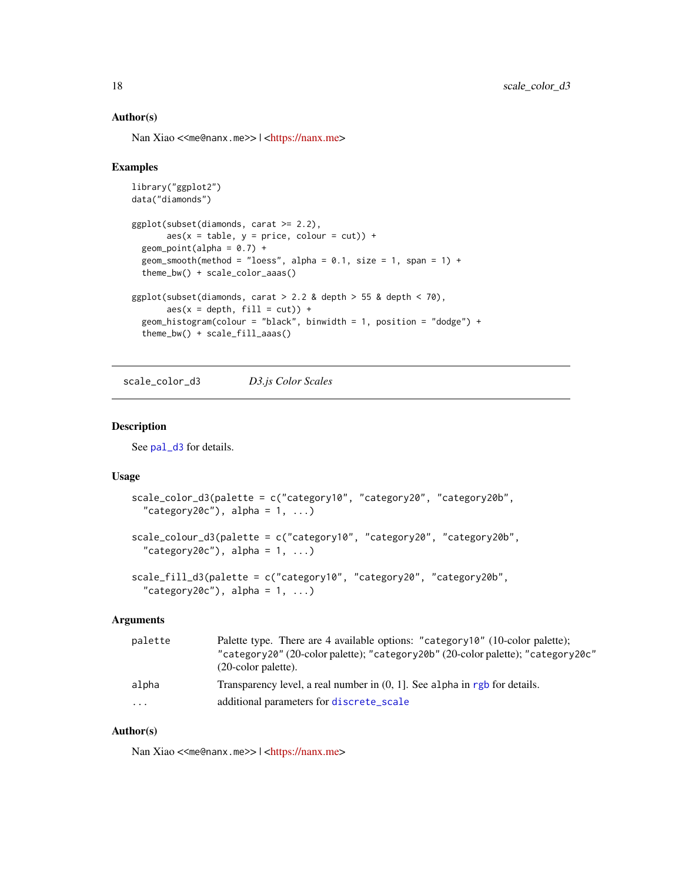### Author(s)

Nan Xiao <<me@nanx.me>> | <https://nanx.me>

### Examples

```
library("ggplot2")
data("diamonds")

ggplot(subset(diamonds, carat >= 2.2),
       aes(x = table, y = price, colour = cut)) +
  geom_point(alpha = 0.7) +
  geom_smooth(method = "loess", alpha = 0.1, size = 1, span = 1) +
  theme_bw() + scale_color_aaas()

ggplot(subset(diamonds, carat > 2.2 & depth > 55 & depth < 70),
       aes(x = depth, fill = cut)) +
  geom_histogram(colour = "black", binwidth = 1, position = "dodge") +
  theme_bw() + scale_fill_aaas()
```

---

## scale_color_d3 — *D3.js Color Scales*

---

### Description

See pal_d3 for details.

### Usage

```
scale_color_d3(palette = c("category10", "category20", "category20b",
  "category20c"), alpha = 1, ...)

scale_colour_d3(palette = c("category10", "category20", "category20b",
  "category20c"), alpha = 1, ...)

scale_fill_d3(palette = c("category10", "category20", "category20b",
  "category20c"), alpha = 1, ...)
```

### Arguments

| | |
|---|---|
| palette | Palette type. There are 4 available options: "category10" (10-color palette); "category20" (20-color palette); "category20b" (20-color palette); "category20c" (20-color palette). |
| alpha | Transparency level, a real number in (0, 1]. See alpha in rgb for details. |
| ... | additional parameters for discrete_scale |

### Author(s)

Nan Xiao <<me@nanx.me>> | <https://nanx.me>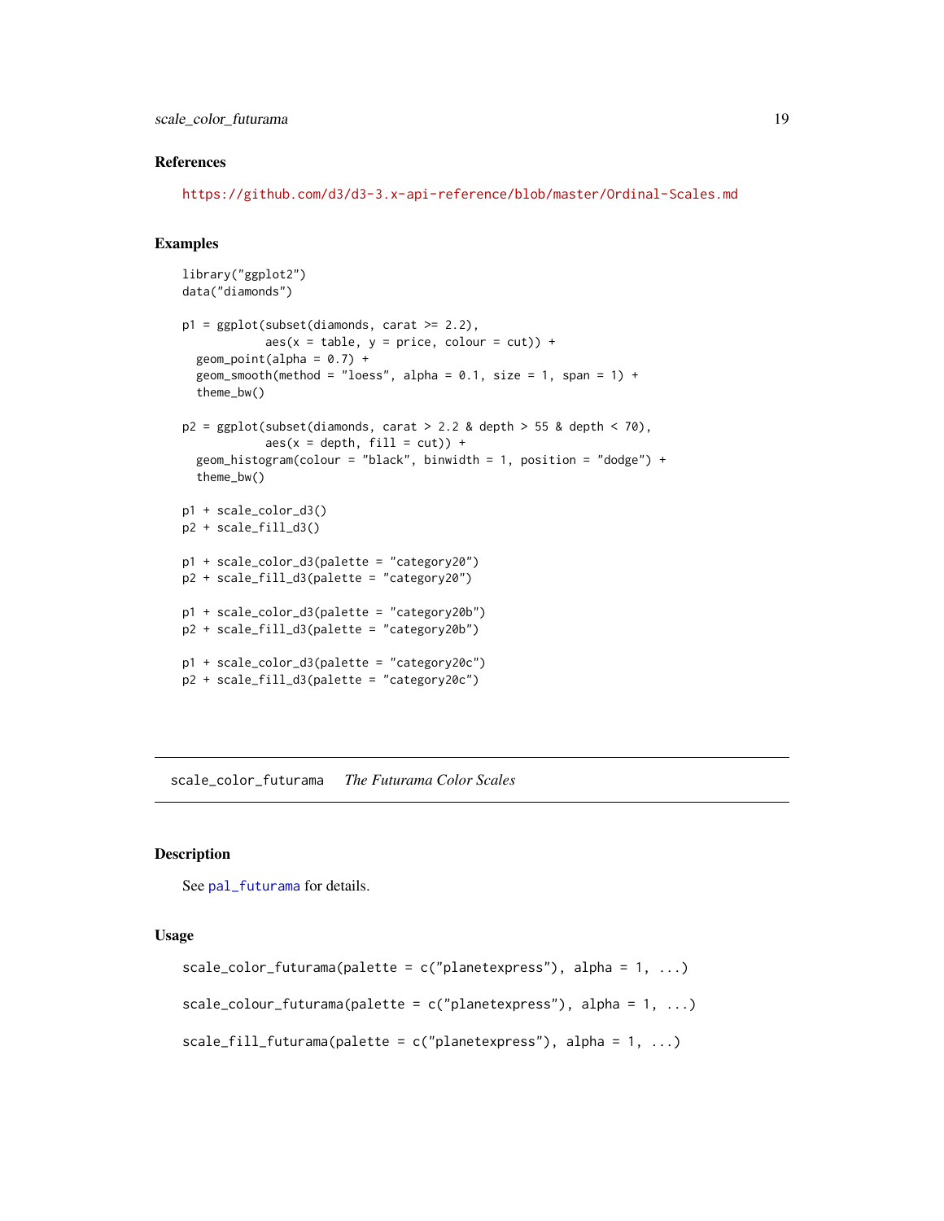### References

https://github.com/d3/d3-3.x-api-reference/blob/master/Ordinal-Scales.md

### Examples

```
library("ggplot2")
data("diamonds")

p1 = ggplot(subset(diamonds, carat >= 2.2),
            aes(x = table, y = price, colour = cut)) +
  geom_point(alpha = 0.7) +
  geom_smooth(method = "loess", alpha = 0.1, size = 1, span = 1) +
  theme_bw()

p2 = ggplot(subset(diamonds, carat > 2.2 & depth > 55 & depth < 70),
            aes(x = depth, fill = cut)) +
  geom_histogram(colour = "black", binwidth = 1, position = "dodge") +
  theme_bw()

p1 + scale_color_d3()
p2 + scale_fill_d3()

p1 + scale_color_d3(palette = "category20")
p2 + scale_fill_d3(palette = "category20")

p1 + scale_color_d3(palette = "category20b")
p2 + scale_fill_d3(palette = "category20b")

p1 + scale_color_d3(palette = "category20c")
p2 + scale_fill_d3(palette = "category20c")
```

---

## scale_color_futurama *The Futurama Color Scales*

### Description

See pal_futurama for details.

### Usage

```
scale_color_futurama(palette = c("planetexpress"), alpha = 1, ...)

scale_colour_futurama(palette = c("planetexpress"), alpha = 1, ...)

scale_fill_futurama(palette = c("planetexpress"), alpha = 1, ...)
```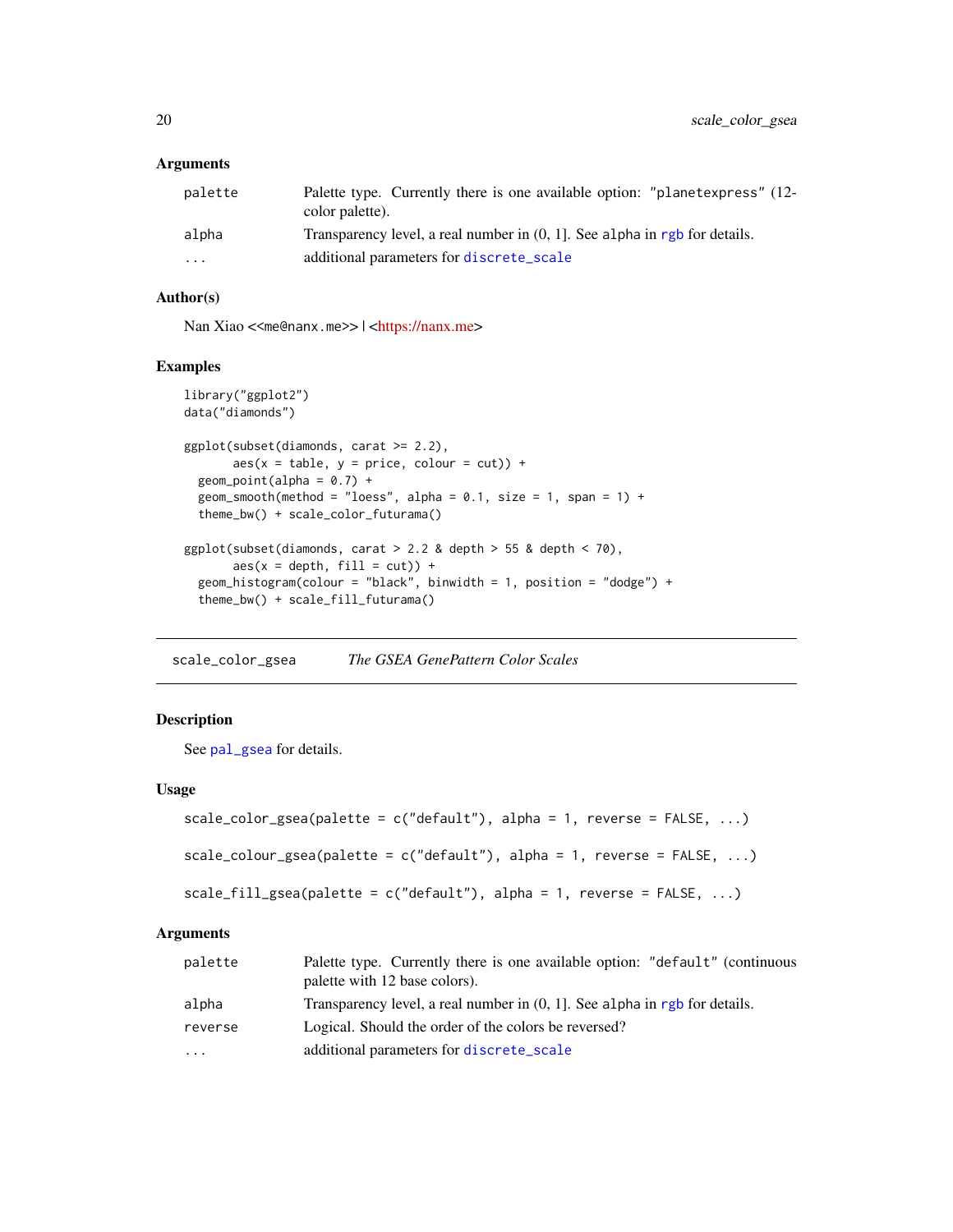### Arguments

| | |
|---|---|
| palette | Palette type. Currently there is one available option: "planetexpress" (12-color palette). |
| alpha | Transparency level, a real number in (0, 1]. See alpha in rgb for details. |
| ... | additional parameters for discrete_scale |

### Author(s)

Nan Xiao <<me@nanx.me>> | <https://nanx.me>

### Examples

```
library("ggplot2")
data("diamonds")

ggplot(subset(diamonds, carat >= 2.2),
       aes(x = table, y = price, colour = cut)) +
  geom_point(alpha = 0.7) +
  geom_smooth(method = "loess", alpha = 0.1, size = 1, span = 1) +
  theme_bw() + scale_color_futurama()

ggplot(subset(diamonds, carat > 2.2 & depth > 55 & depth < 70),
       aes(x = depth, fill = cut)) +
  geom_histogram(colour = "black", binwidth = 1, position = "dodge") +
  theme_bw() + scale_fill_futurama()
```

---

## scale_color_gsea *The GSEA GenePattern Color Scales*

### Description

See pal_gsea for details.

### Usage

```
scale_color_gsea(palette = c("default"), alpha = 1, reverse = FALSE, ...)

scale_colour_gsea(palette = c("default"), alpha = 1, reverse = FALSE, ...)

scale_fill_gsea(palette = c("default"), alpha = 1, reverse = FALSE, ...)
```

### Arguments

| | |
|---|---|
| palette | Palette type. Currently there is one available option: "default" (continuous palette with 12 base colors). |
| alpha | Transparency level, a real number in (0, 1]. See alpha in rgb for details. |
| reverse | Logical. Should the order of the colors be reversed? |
| ... | additional parameters for discrete_scale |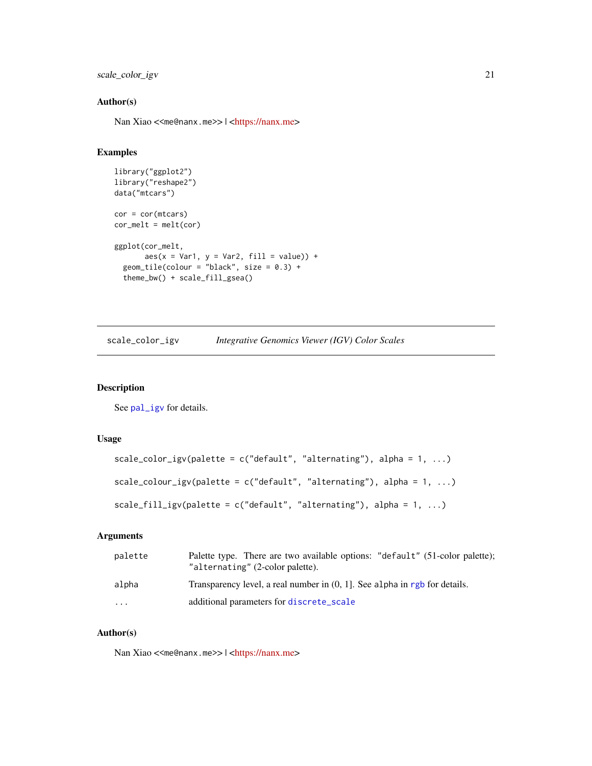## Author(s)

Nan Xiao <<me@nanx.me>> | <https://nanx.me>

## Examples

```
library("ggplot2")
library("reshape2")
data("mtcars")

cor = cor(mtcars)
cor_melt = melt(cor)

ggplot(cor_melt,
       aes(x = Var1, y = Var2, fill = value)) +
  geom_tile(colour = "black", size = 0.3) +
  theme_bw() + scale_fill_gsea()
```

---

# scale_color_igv — *Integrative Genomics Viewer (IGV) Color Scales*

---

## Description

See pal_igv for details.

## Usage

```
scale_color_igv(palette = c("default", "alternating"), alpha = 1, ...)

scale_colour_igv(palette = c("default", "alternating"), alpha = 1, ...)

scale_fill_igv(palette = c("default", "alternating"), alpha = 1, ...)
```

## Arguments

| | |
|---|---|
| palette | Palette type. There are two available options: "default" (51-color palette); "alternating" (2-color palette). |
| alpha | Transparency level, a real number in (0, 1]. See alpha in rgb for details. |
| ... | additional parameters for discrete_scale |

## Author(s)

Nan Xiao <<me@nanx.me>> | <https://nanx.me>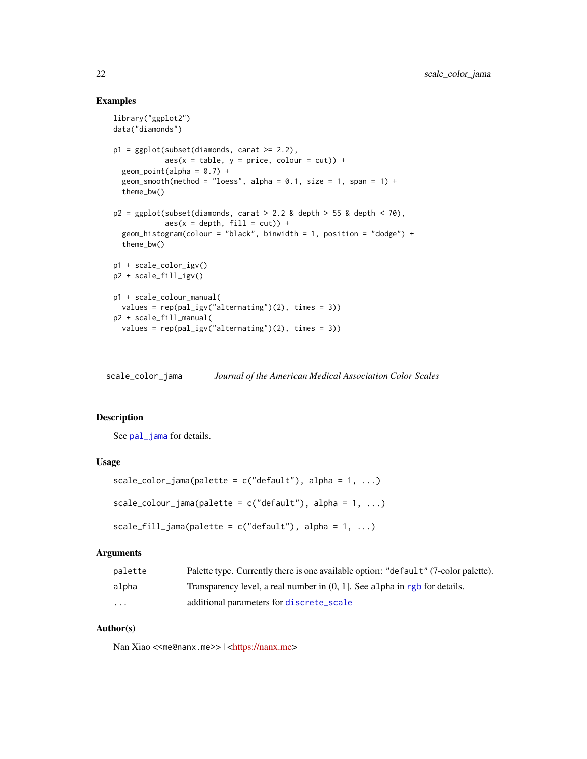## Examples

```
library("ggplot2")
data("diamonds")

p1 = ggplot(subset(diamonds, carat >= 2.2),
            aes(x = table, y = price, colour = cut)) +
  geom_point(alpha = 0.7) +
  geom_smooth(method = "loess", alpha = 0.1, size = 1, span = 1) +
  theme_bw()

p2 = ggplot(subset(diamonds, carat > 2.2 & depth > 55 & depth < 70),
            aes(x = depth, fill = cut)) +
  geom_histogram(colour = "black", binwidth = 1, position = "dodge") +
  theme_bw()

p1 + scale_color_igv()
p2 + scale_fill_igv()

p1 + scale_colour_manual(
  values = rep(pal_igv("alternating")(2), times = 3))
p2 + scale_fill_manual(
  values = rep(pal_igv("alternating")(2), times = 3))
```

---

# scale_color_jama    *Journal of the American Medical Association Color Scales*

---

## Description

See pal_jama for details.

## Usage

```
scale_color_jama(palette = c("default"), alpha = 1, ...)

scale_colour_jama(palette = c("default"), alpha = 1, ...)

scale_fill_jama(palette = c("default"), alpha = 1, ...)
```

## Arguments

| | |
|---|---|
| palette | Palette type. Currently there is one available option: "default" (7-color palette). |
| alpha | Transparency level, a real number in (0, 1]. See alpha in rgb for details. |
| ... | additional parameters for discrete_scale |

## Author(s)

Nan Xiao <<me@nanx.me>> | <https://nanx.me>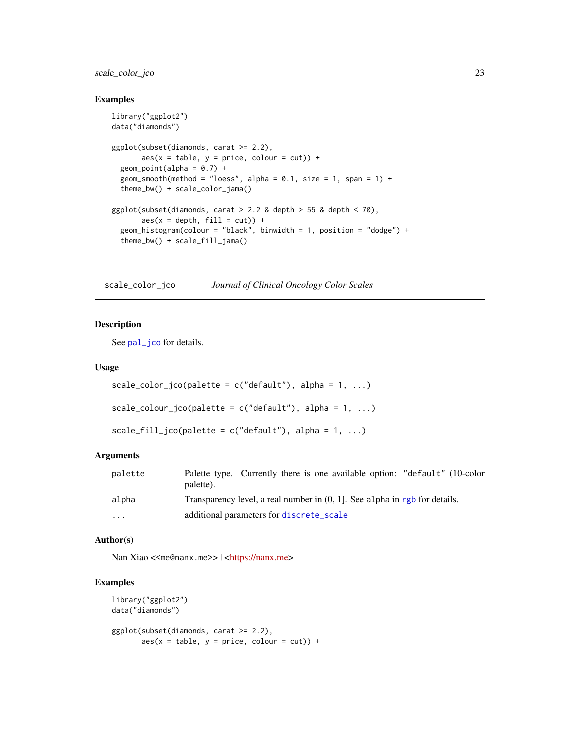### Examples

```
library("ggplot2")
data("diamonds")

ggplot(subset(diamonds, carat >= 2.2),
       aes(x = table, y = price, colour = cut)) +
  geom_point(alpha = 0.7) +
  geom_smooth(method = "loess", alpha = 0.1, size = 1, span = 1) +
  theme_bw() + scale_color_jama()

ggplot(subset(diamonds, carat > 2.2 & depth > 55 & depth < 70),
       aes(x = depth, fill = cut)) +
  geom_histogram(colour = "black", binwidth = 1, position = "dodge") +
  theme_bw() + scale_fill_jama()
```

---

## scale_color_jco    *Journal of Clinical Oncology Color Scales*

---

### Description

See pal_jco for details.

### Usage

```
scale_color_jco(palette = c("default"), alpha = 1, ...)

scale_colour_jco(palette = c("default"), alpha = 1, ...)

scale_fill_jco(palette = c("default"), alpha = 1, ...)
```

### Arguments

| | |
|---|---|
| palette | Palette type. Currently there is one available option: "default" (10-color palette). |
| alpha | Transparency level, a real number in (0, 1]. See alpha in rgb for details. |
| ... | additional parameters for discrete_scale |

### Author(s)

Nan Xiao <<me@nanx.me>> | <https://nanx.me>

### Examples

```
library("ggplot2")
data("diamonds")

ggplot(subset(diamonds, carat >= 2.2),
       aes(x = table, y = price, colour = cut)) +
```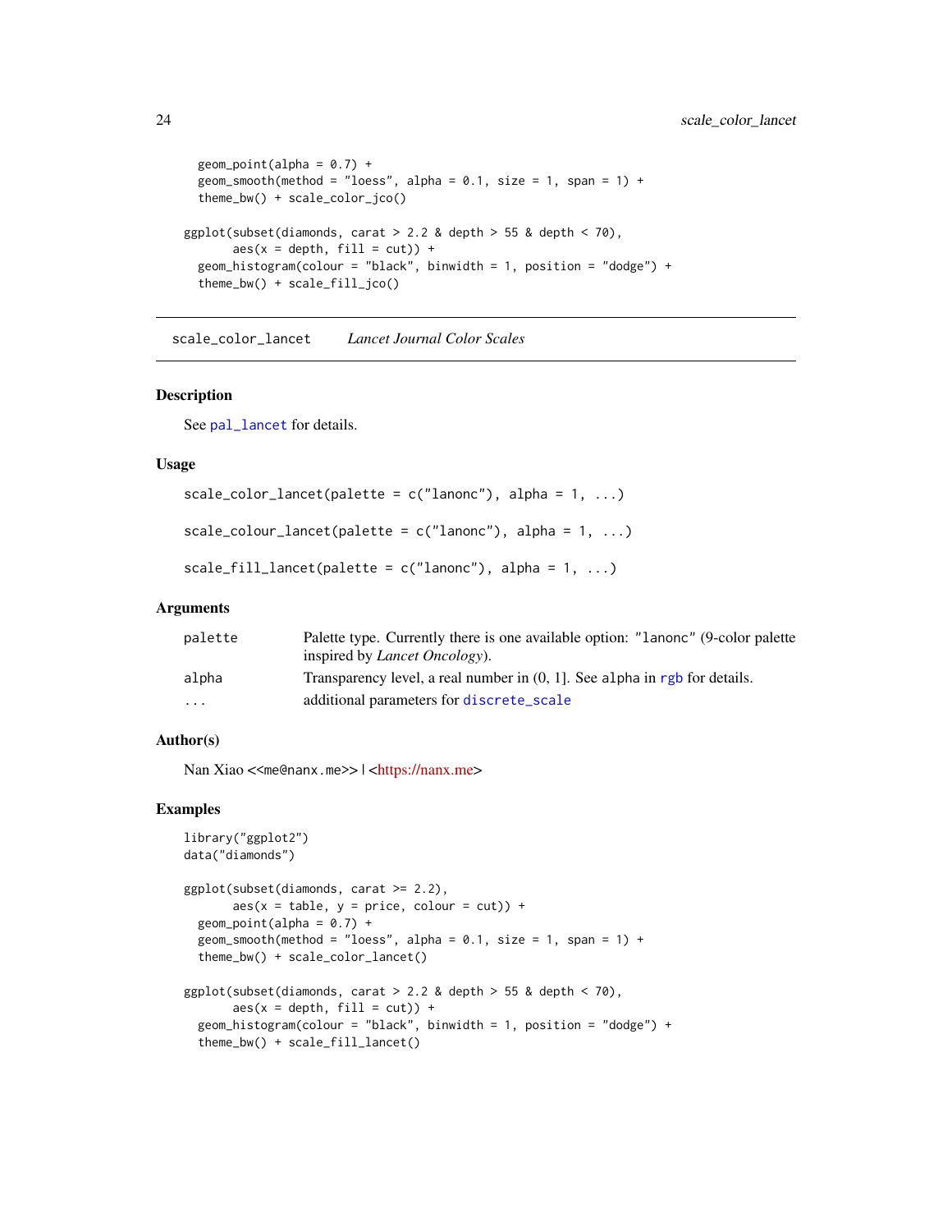```
  geom_point(alpha = 0.7) +
  geom_smooth(method = "loess", alpha = 0.1, size = 1, span = 1) +
  theme_bw() + scale_color_jco()

ggplot(subset(diamonds, carat > 2.2 & depth > 55 & depth < 70),
       aes(x = depth, fill = cut)) +
  geom_histogram(colour = "black", binwidth = 1, position = "dodge") +
  theme_bw() + scale_fill_jco()
```

---

## scale_color_lancet — *Lancet Journal Color Scales*

---

### Description

See pal_lancet for details.

### Usage

```
scale_color_lancet(palette = c("lanonc"), alpha = 1, ...)

scale_colour_lancet(palette = c("lanonc"), alpha = 1, ...)

scale_fill_lancet(palette = c("lanonc"), alpha = 1, ...)
```

### Arguments

| | |
|---|---|
| palette | Palette type. Currently there is one available option: "lanonc" (9-color palette inspired by *Lancet Oncology*). |
| alpha | Transparency level, a real number in (0, 1]. See alpha in rgb for details. |
| ... | additional parameters for discrete_scale |

### Author(s)

Nan Xiao <<me@nanx.me>> | <https://nanx.me>

### Examples

```
library("ggplot2")
data("diamonds")

ggplot(subset(diamonds, carat >= 2.2),
       aes(x = table, y = price, colour = cut)) +
  geom_point(alpha = 0.7) +
  geom_smooth(method = "loess", alpha = 0.1, size = 1, span = 1) +
  theme_bw() + scale_color_lancet()

ggplot(subset(diamonds, carat > 2.2 & depth > 55 & depth < 70),
       aes(x = depth, fill = cut)) +
  geom_histogram(colour = "black", binwidth = 1, position = "dodge") +
  theme_bw() + scale_fill_lancet()
```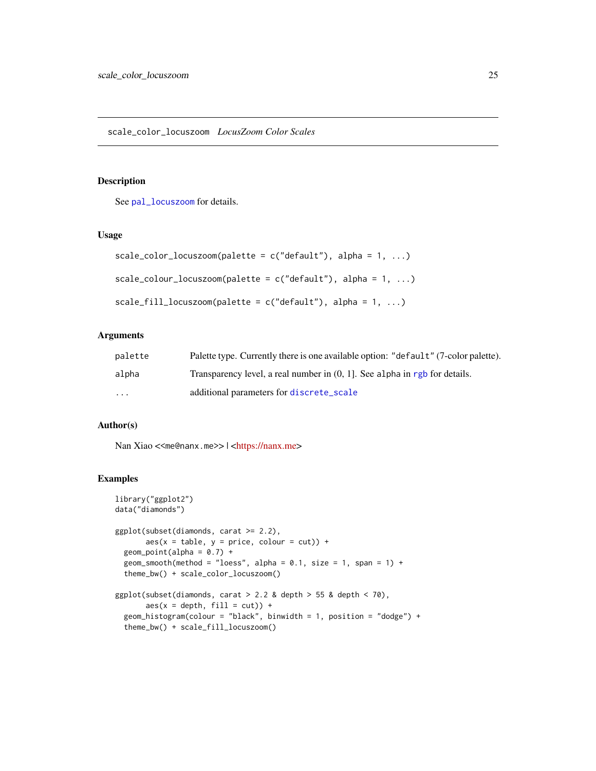## scale_color_locuszoom    *LocusZoom Color Scales*

### Description

See pal_locuszoom for details.

### Usage

```
scale_color_locuszoom(palette = c("default"), alpha = 1, ...)

scale_colour_locuszoom(palette = c("default"), alpha = 1, ...)

scale_fill_locuszoom(palette = c("default"), alpha = 1, ...)
```

### Arguments

| | |
|---|---|
| palette | Palette type. Currently there is one available option: "default" (7-color palette). |
| alpha | Transparency level, a real number in (0, 1]. See alpha in rgb for details. |
| ... | additional parameters for discrete_scale |

### Author(s)

Nan Xiao <<me@nanx.me>> | <https://nanx.me>

### Examples

```
library("ggplot2")
data("diamonds")

ggplot(subset(diamonds, carat >= 2.2),
       aes(x = table, y = price, colour = cut)) +
  geom_point(alpha = 0.7) +
  geom_smooth(method = "loess", alpha = 0.1, size = 1, span = 1) +
  theme_bw() + scale_color_locuszoom()

ggplot(subset(diamonds, carat > 2.2 & depth > 55 & depth < 70),
       aes(x = depth, fill = cut)) +
  geom_histogram(colour = "black", binwidth = 1, position = "dodge") +
  theme_bw() + scale_fill_locuszoom()
```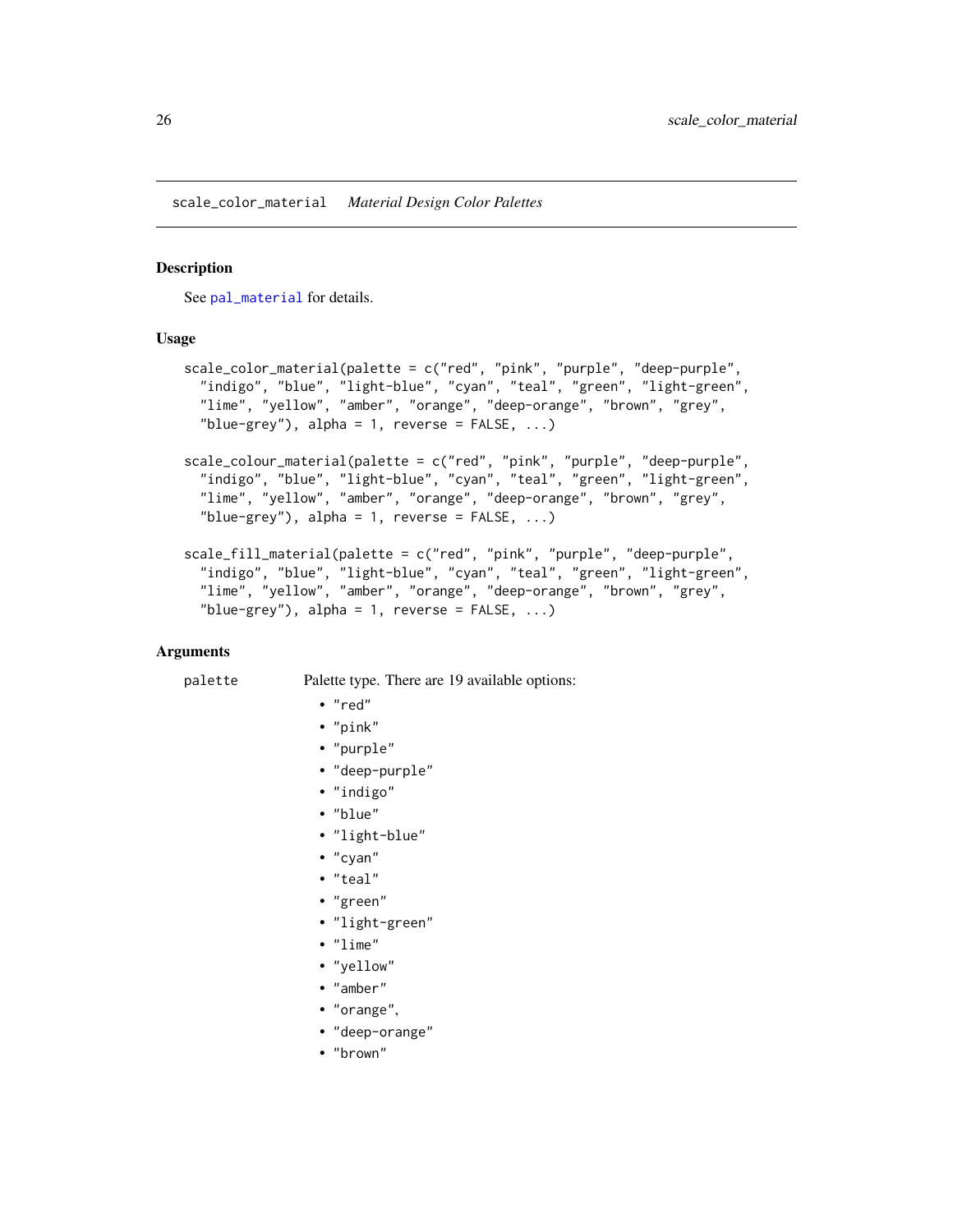scale_color_material    *Material Design Color Palettes*

## Description

See `pal_material` for details.

## Usage

```
scale_color_material(palette = c("red", "pink", "purple", "deep-purple",
  "indigo", "blue", "light-blue", "cyan", "teal", "green", "light-green",
  "lime", "yellow", "amber", "orange", "deep-orange", "brown", "grey",
  "blue-grey"), alpha = 1, reverse = FALSE, ...)

scale_colour_material(palette = c("red", "pink", "purple", "deep-purple",
  "indigo", "blue", "light-blue", "cyan", "teal", "green", "light-green",
  "lime", "yellow", "amber", "orange", "deep-orange", "brown", "grey",
  "blue-grey"), alpha = 1, reverse = FALSE, ...)

scale_fill_material(palette = c("red", "pink", "purple", "deep-purple",
  "indigo", "blue", "light-blue", "cyan", "teal", "green", "light-green",
  "lime", "yellow", "amber", "orange", "deep-orange", "brown", "grey",
  "blue-grey"), alpha = 1, reverse = FALSE, ...)
```

## Arguments

`palette`    Palette type. There are 19 available options:

- "red"
- "pink"
- "purple"
- "deep-purple"
- "indigo"
- "blue"
- "light-blue"
- "cyan"
- "teal"
- "green"
- "light-green"
- "lime"
- "yellow"
- "amber"
- "orange",
- "deep-orange"
- "brown"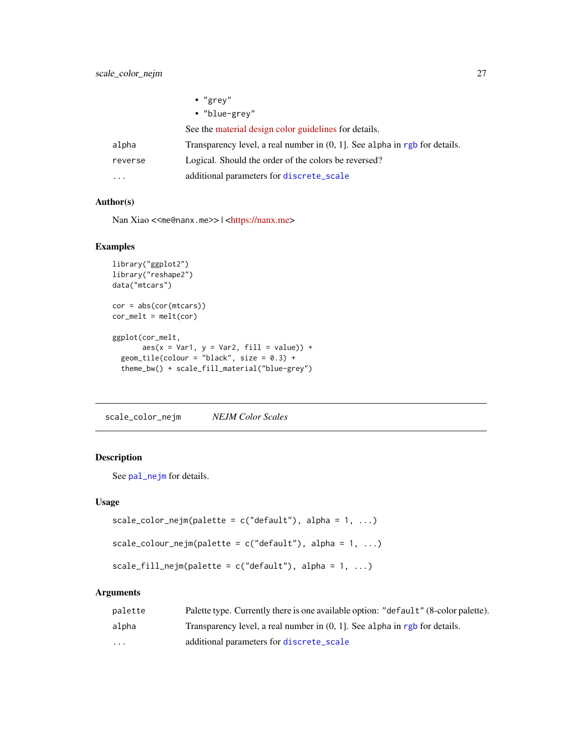- "grey"
- "blue-grey"

See the material design color guidelines for details.

| | |
|---|---|
| alpha | Transparency level, a real number in (0, 1]. See alpha in rgb for details. |
| reverse | Logical. Should the order of the colors be reversed? |
| ... | additional parameters for discrete_scale |

### Author(s)

Nan Xiao <<me@nanx.me>> | <https://nanx.me>

### Examples

```
library("ggplot2")
library("reshape2")
data("mtcars")

cor = abs(cor(mtcars))
cor_melt = melt(cor)

ggplot(cor_melt,
       aes(x = Var1, y = Var2, fill = value)) +
  geom_tile(colour = "black", size = 0.3) +
  theme_bw() + scale_fill_material("blue-grey")
```

---

## scale_color_nejm &nbsp;&nbsp;&nbsp; *NEJM Color Scales*

---

### Description

See pal_nejm for details.

### Usage

```
scale_color_nejm(palette = c("default"), alpha = 1, ...)

scale_colour_nejm(palette = c("default"), alpha = 1, ...)

scale_fill_nejm(palette = c("default"), alpha = 1, ...)
```

### Arguments

| | |
|---|---|
| palette | Palette type. Currently there is one available option: "default" (8-color palette). |
| alpha | Transparency level, a real number in (0, 1]. See alpha in rgb for details. |
| ... | additional parameters for discrete_scale |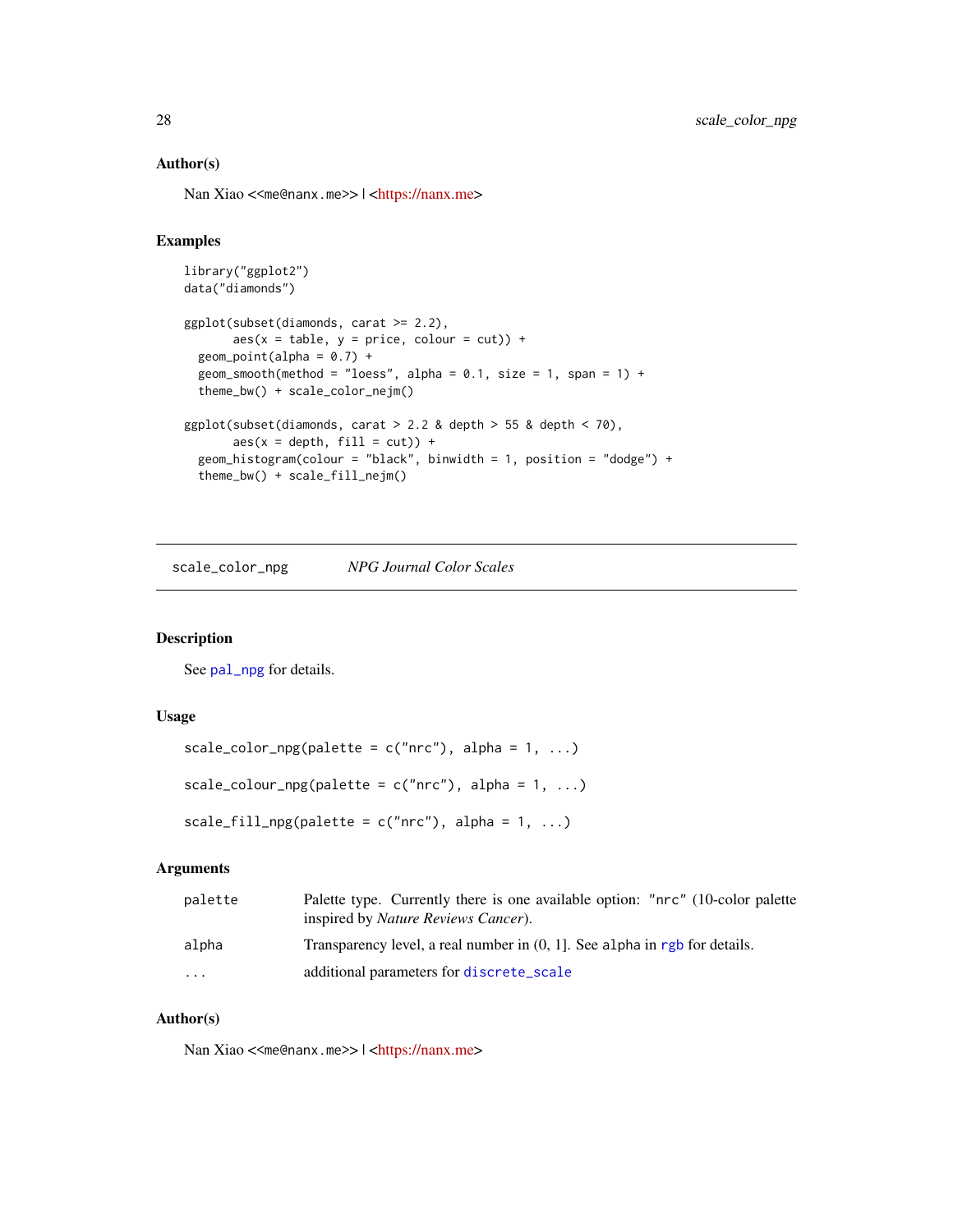### Author(s)

Nan Xiao <<me@nanx.me>> | <https://nanx.me>

### Examples

```
library("ggplot2")
data("diamonds")

ggplot(subset(diamonds, carat >= 2.2),
       aes(x = table, y = price, colour = cut)) +
  geom_point(alpha = 0.7) +
  geom_smooth(method = "loess", alpha = 0.1, size = 1, span = 1) +
  theme_bw() + scale_color_nejm()

ggplot(subset(diamonds, carat > 2.2 & depth > 55 & depth < 70),
       aes(x = depth, fill = cut)) +
  geom_histogram(colour = "black", binwidth = 1, position = "dodge") +
  theme_bw() + scale_fill_nejm()
```

---

## scale_color_npg — *NPG Journal Color Scales*

---

### Description

See `pal_npg` for details.

### Usage

```
scale_color_npg(palette = c("nrc"), alpha = 1, ...)

scale_colour_npg(palette = c("nrc"), alpha = 1, ...)

scale_fill_npg(palette = c("nrc"), alpha = 1, ...)
```

### Arguments

| | |
|---|---|
| `palette` | Palette type. Currently there is one available option: `"nrc"` (10-color palette inspired by *Nature Reviews Cancer*). |
| `alpha` | Transparency level, a real number in (0, 1]. See `alpha` in `rgb` for details. |
| `...` | additional parameters for `discrete_scale` |

### Author(s)

Nan Xiao <<me@nanx.me>> | <https://nanx.me>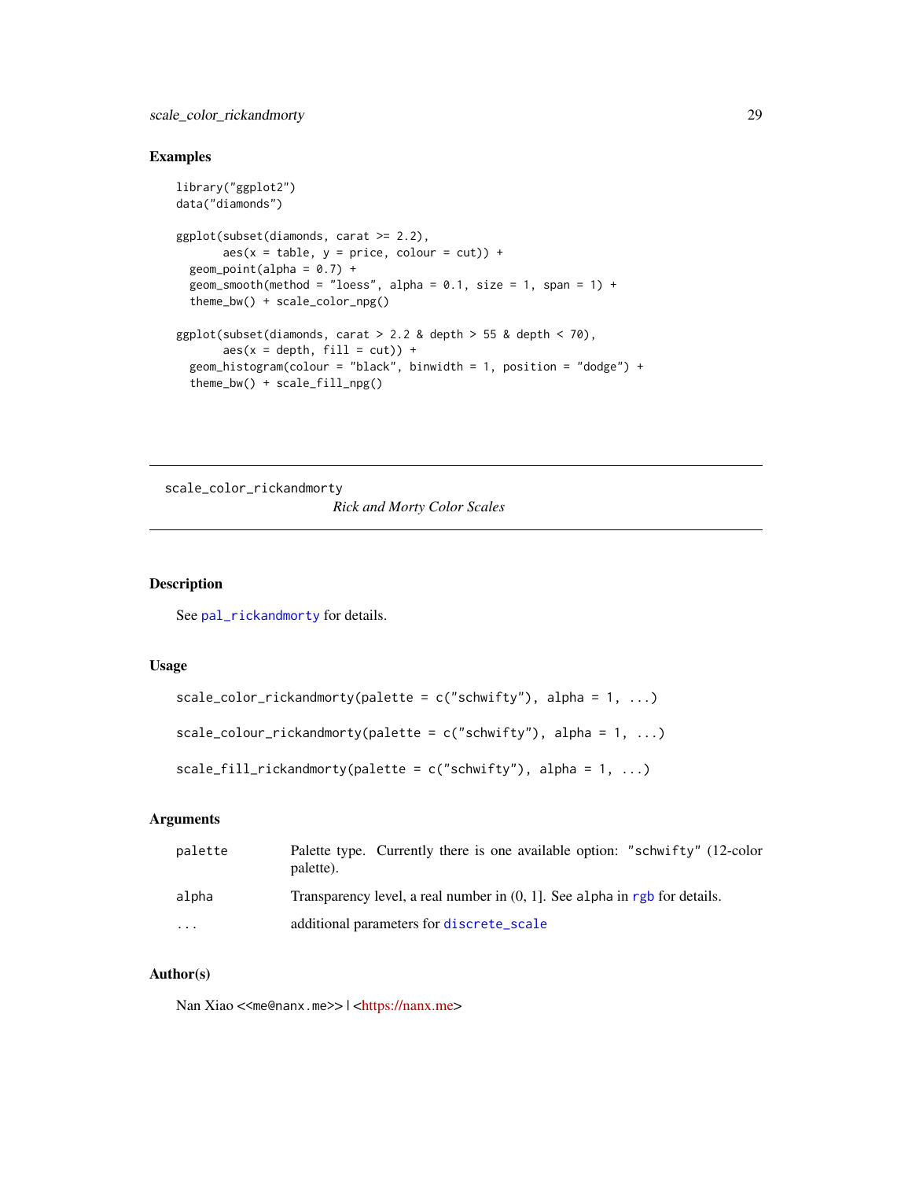## Examples

```
library("ggplot2")
data("diamonds")

ggplot(subset(diamonds, carat >= 2.2),
       aes(x = table, y = price, colour = cut)) +
  geom_point(alpha = 0.7) +
  geom_smooth(method = "loess", alpha = 0.1, size = 1, span = 1) +
  theme_bw() + scale_color_npg()

ggplot(subset(diamonds, carat > 2.2 & depth > 55 & depth < 70),
       aes(x = depth, fill = cut)) +
  geom_histogram(colour = "black", binwidth = 1, position = "dodge") +
  theme_bw() + scale_fill_npg()
```

---

# scale_color_rickandmorty

*Rick and Morty Color Scales*

---

## Description

See `pal_rickandmorty` for details.

## Usage

```
scale_color_rickandmorty(palette = c("schwifty"), alpha = 1, ...)

scale_colour_rickandmorty(palette = c("schwifty"), alpha = 1, ...)

scale_fill_rickandmorty(palette = c("schwifty"), alpha = 1, ...)
```

## Arguments

| | |
|---|---|
| `palette` | Palette type. Currently there is one available option: "schwifty" (12-color palette). |
| `alpha` | Transparency level, a real number in (0, 1]. See `alpha` in `rgb` for details. |
| `...` | additional parameters for `discrete_scale` |

## Author(s)

Nan Xiao <<me@nanx.me>> | <https://nanx.me>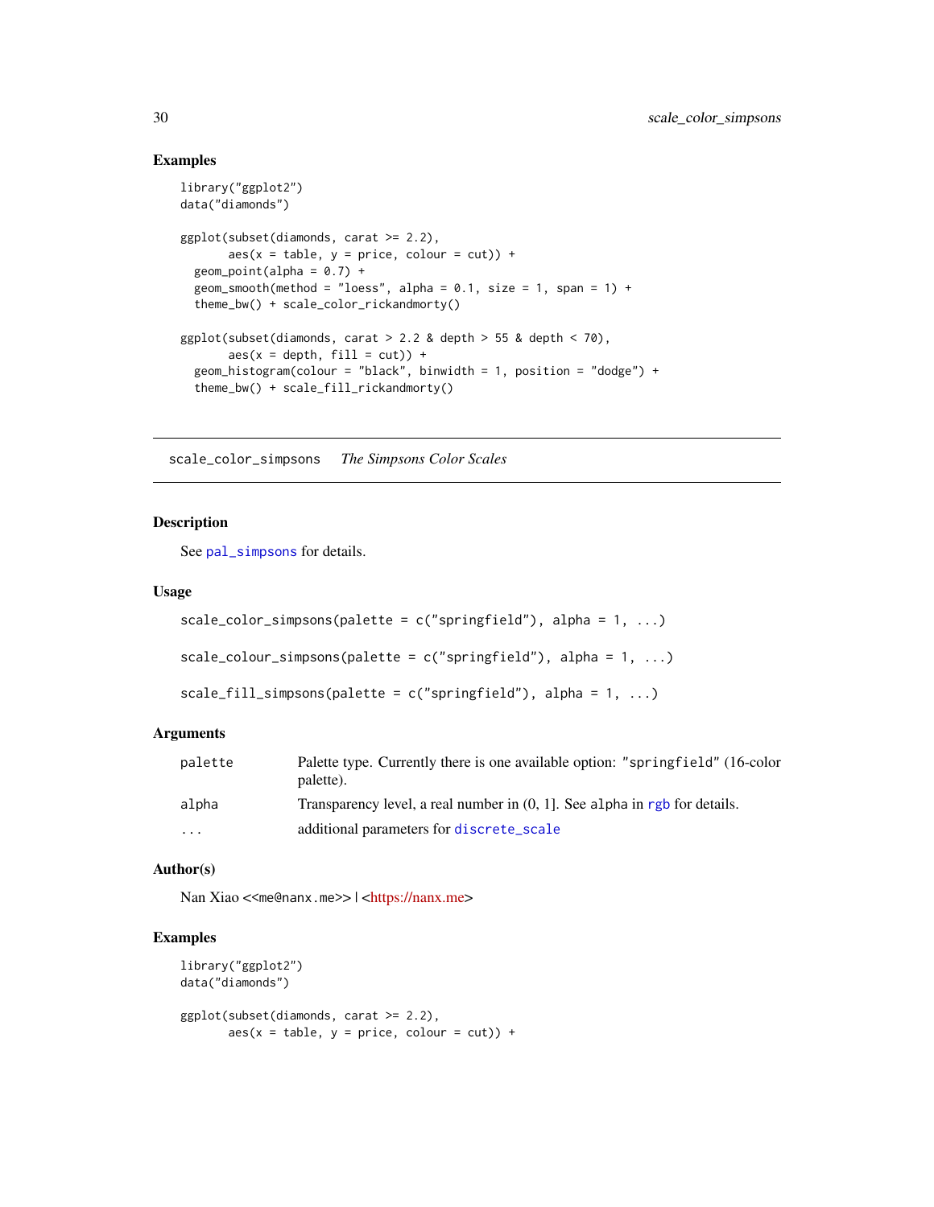### Examples

```
library("ggplot2")
data("diamonds")

ggplot(subset(diamonds, carat >= 2.2),
       aes(x = table, y = price, colour = cut)) +
  geom_point(alpha = 0.7) +
  geom_smooth(method = "loess", alpha = 0.1, size = 1, span = 1) +
  theme_bw() + scale_color_rickandmorty()

ggplot(subset(diamonds, carat > 2.2 & depth > 55 & depth < 70),
       aes(x = depth, fill = cut)) +
  geom_histogram(colour = "black", binwidth = 1, position = "dodge") +
  theme_bw() + scale_fill_rickandmorty()
```

---

## scale_color_simpsons *The Simpsons Color Scales*

---

### Description

See pal_simpsons for details.

### Usage

```
scale_color_simpsons(palette = c("springfield"), alpha = 1, ...)

scale_colour_simpsons(palette = c("springfield"), alpha = 1, ...)

scale_fill_simpsons(palette = c("springfield"), alpha = 1, ...)
```

### Arguments

| | |
|---|---|
| palette | Palette type. Currently there is one available option: "springfield" (16-color palette). |
| alpha | Transparency level, a real number in (0, 1]. See alpha in rgb for details. |
| ... | additional parameters for discrete_scale |

### Author(s)

Nan Xiao <<me@nanx.me>> | <https://nanx.me>

### Examples

```
library("ggplot2")
data("diamonds")

ggplot(subset(diamonds, carat >= 2.2),
       aes(x = table, y = price, colour = cut)) +
```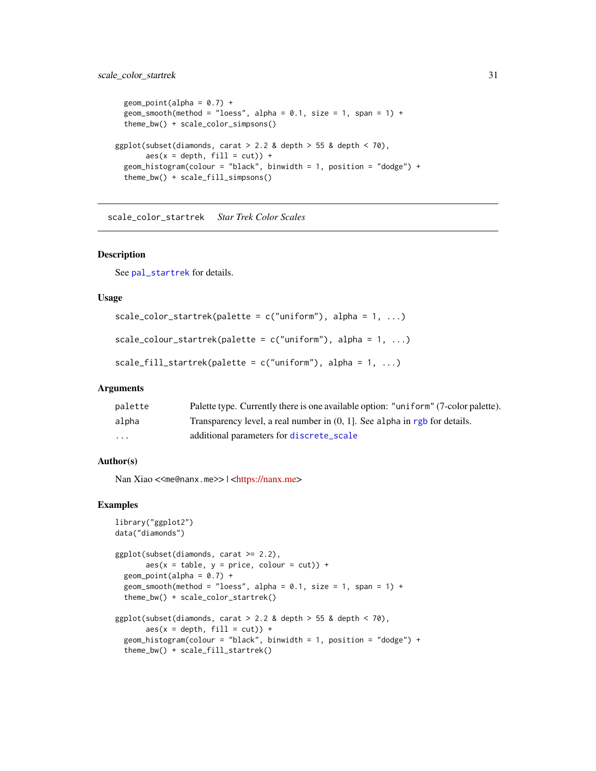```
  geom_point(alpha = 0.7) +
  geom_smooth(method = "loess", alpha = 0.1, size = 1, span = 1) +
  theme_bw() + scale_color_simpsons()

ggplot(subset(diamonds, carat > 2.2 & depth > 55 & depth < 70),
       aes(x = depth, fill = cut)) +
  geom_histogram(colour = "black", binwidth = 1, position = "dodge") +
  theme_bw() + scale_fill_simpsons()
```

---

## scale_color_startrek    *Star Trek Color Scales*

---

### Description

See pal_startrek for details.

### Usage

```
scale_color_startrek(palette = c("uniform"), alpha = 1, ...)

scale_colour_startrek(palette = c("uniform"), alpha = 1, ...)

scale_fill_startrek(palette = c("uniform"), alpha = 1, ...)
```

### Arguments

| | |
|---|---|
| palette | Palette type. Currently there is one available option: "uniform" (7-color palette). |
| alpha | Transparency level, a real number in (0, 1]. See alpha in rgb for details. |
| ... | additional parameters for discrete_scale |

### Author(s)

Nan Xiao <<me@nanx.me>> | <https://nanx.me>

### Examples

```
library("ggplot2")
data("diamonds")

ggplot(subset(diamonds, carat >= 2.2),
       aes(x = table, y = price, colour = cut)) +
  geom_point(alpha = 0.7) +
  geom_smooth(method = "loess", alpha = 0.1, size = 1, span = 1) +
  theme_bw() + scale_color_startrek()

ggplot(subset(diamonds, carat > 2.2 & depth > 55 & depth < 70),
       aes(x = depth, fill = cut)) +
  geom_histogram(colour = "black", binwidth = 1, position = "dodge") +
  theme_bw() + scale_fill_startrek()
```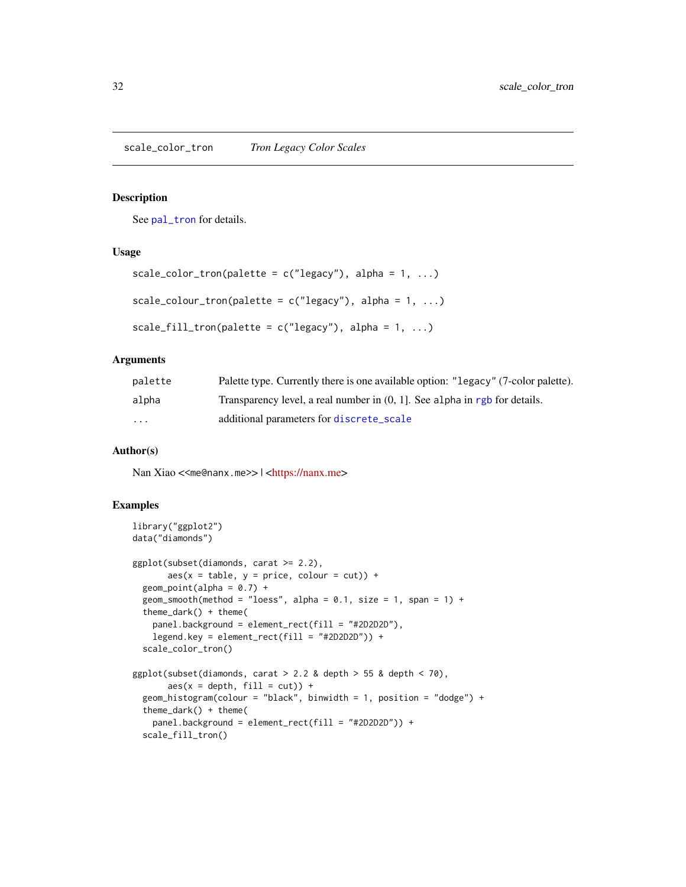## scale_color_tron &emsp; *Tron Legacy Color Scales*

### Description

See pal_tron for details.

### Usage

```
scale_color_tron(palette = c("legacy"), alpha = 1, ...)

scale_colour_tron(palette = c("legacy"), alpha = 1, ...)

scale_fill_tron(palette = c("legacy"), alpha = 1, ...)
```

### Arguments

| | |
|---|---|
| palette | Palette type. Currently there is one available option: "legacy" (7-color palette). |
| alpha | Transparency level, a real number in (0, 1]. See alpha in rgb for details. |
| ... | additional parameters for discrete_scale |

### Author(s)

Nan Xiao <<me@nanx.me>> | <https://nanx.me>

### Examples

```
library("ggplot2")
data("diamonds")

ggplot(subset(diamonds, carat >= 2.2),
       aes(x = table, y = price, colour = cut)) +
  geom_point(alpha = 0.7) +
  geom_smooth(method = "loess", alpha = 0.1, size = 1, span = 1) +
  theme_dark() + theme(
    panel.background = element_rect(fill = "#2D2D2D"),
    legend.key = element_rect(fill = "#2D2D2D")) +
  scale_color_tron()

ggplot(subset(diamonds, carat > 2.2 & depth > 55 & depth < 70),
       aes(x = depth, fill = cut)) +
  geom_histogram(colour = "black", binwidth = 1, position = "dodge") +
  theme_dark() + theme(
    panel.background = element_rect(fill = "#2D2D2D")) +
  scale_fill_tron()
```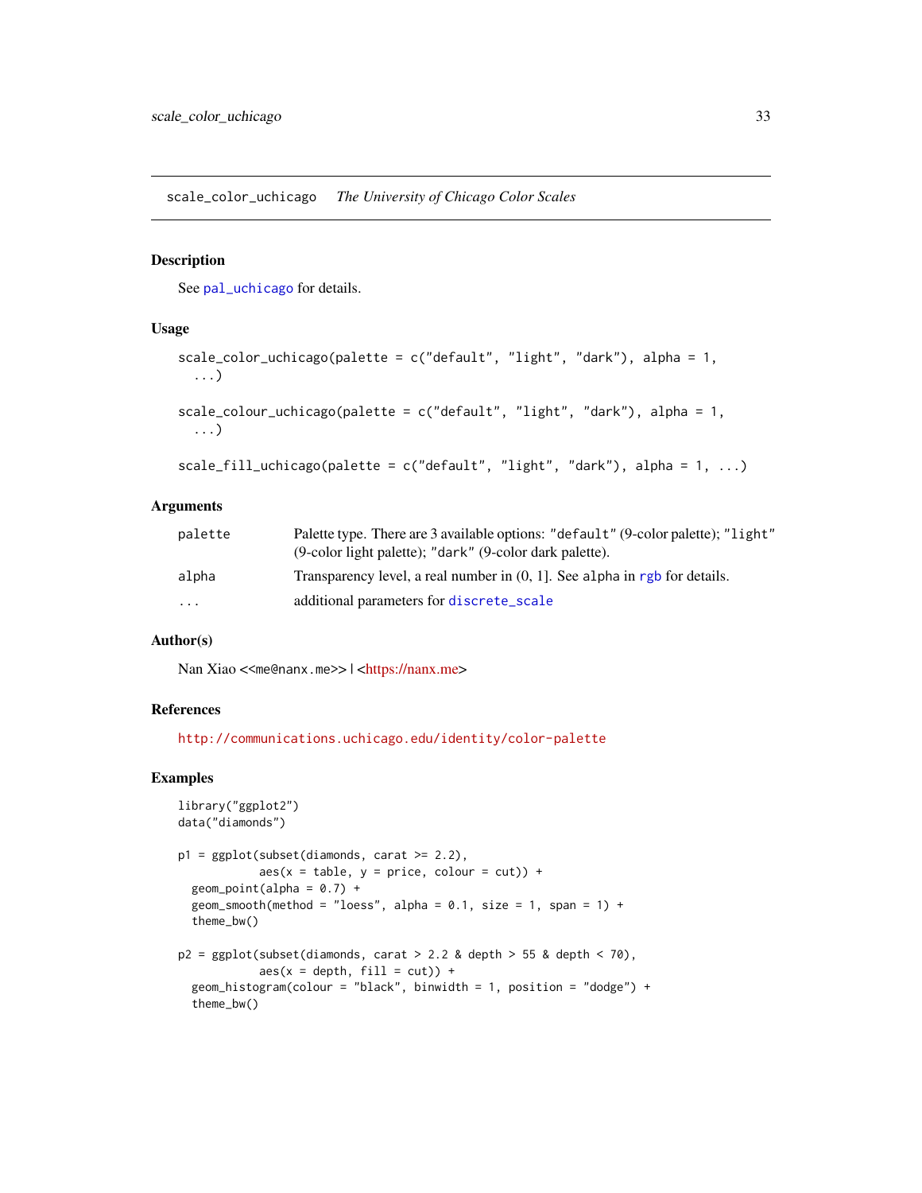## scale_color_uchicago *The University of Chicago Color Scales*

### Description

See pal_uchicago for details.

### Usage

```
scale_color_uchicago(palette = c("default", "light", "dark"), alpha = 1,
  ...)

scale_colour_uchicago(palette = c("default", "light", "dark"), alpha = 1,
  ...)

scale_fill_uchicago(palette = c("default", "light", "dark"), alpha = 1, ...)
```

### Arguments

| | |
|---|---|
| palette | Palette type. There are 3 available options: "default" (9-color palette); "light" (9-color light palette); "dark" (9-color dark palette). |
| alpha | Transparency level, a real number in (0, 1]. See alpha in rgb for details. |
| ... | additional parameters for discrete_scale |

### Author(s)

Nan Xiao <<me@nanx.me>> | <https://nanx.me>

### References

http://communications.uchicago.edu/identity/color-palette

### Examples

```
library("ggplot2")
data("diamonds")

p1 = ggplot(subset(diamonds, carat >= 2.2),
            aes(x = table, y = price, colour = cut)) +
  geom_point(alpha = 0.7) +
  geom_smooth(method = "loess", alpha = 0.1, size = 1, span = 1) +
  theme_bw()

p2 = ggplot(subset(diamonds, carat > 2.2 & depth > 55 & depth < 70),
            aes(x = depth, fill = cut)) +
  geom_histogram(colour = "black", binwidth = 1, position = "dodge") +
  theme_bw()
```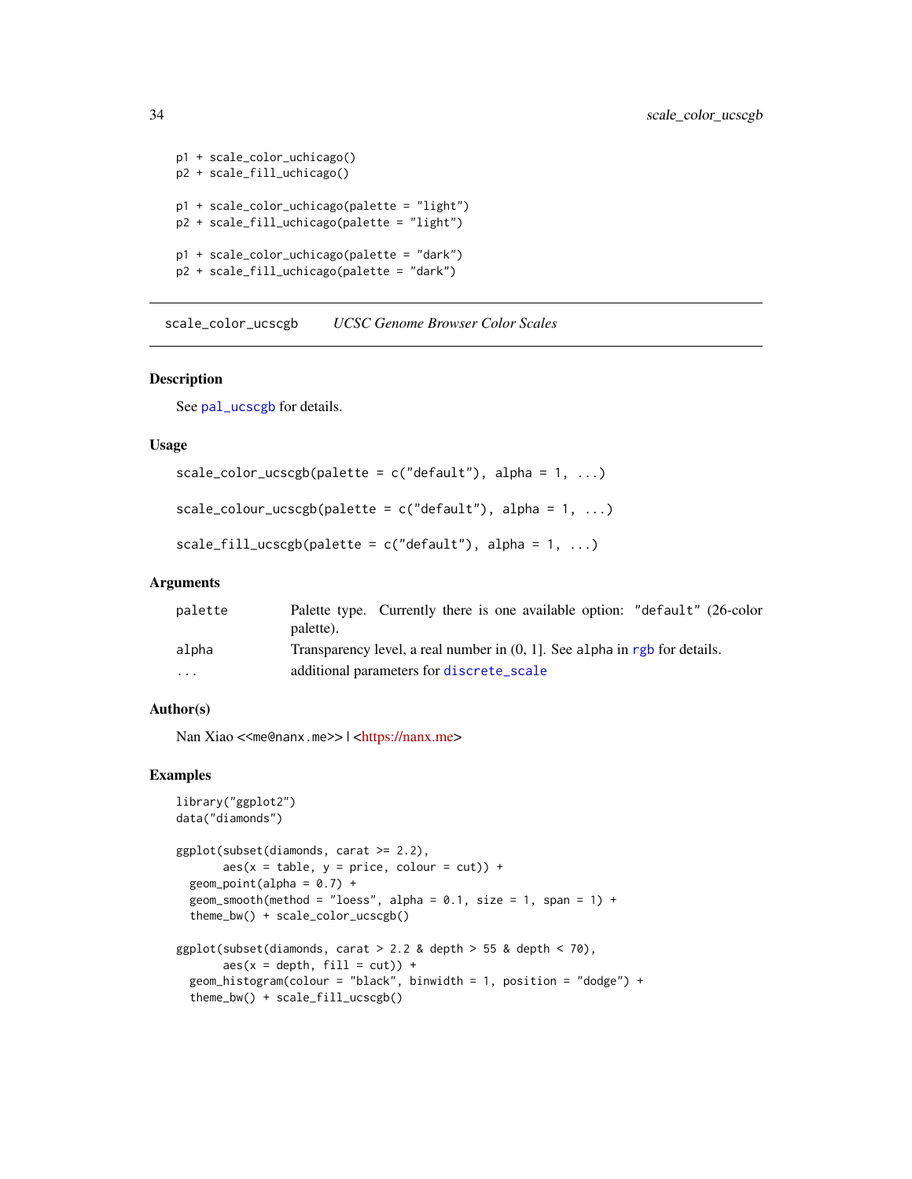```
p1 + scale_color_uchicago()
p2 + scale_fill_uchicago()

p1 + scale_color_uchicago(palette = "light")
p2 + scale_fill_uchicago(palette = "light")

p1 + scale_color_uchicago(palette = "dark")
p2 + scale_fill_uchicago(palette = "dark")
```

---

## scale_color_ucscgb — *UCSC Genome Browser Color Scales*

### Description

See pal_ucscgb for details.

### Usage

```
scale_color_ucscgb(palette = c("default"), alpha = 1, ...)

scale_colour_ucscgb(palette = c("default"), alpha = 1, ...)

scale_fill_ucscgb(palette = c("default"), alpha = 1, ...)
```

### Arguments

| | |
|---|---|
| palette | Palette type. Currently there is one available option: "default" (26-color palette). |
| alpha | Transparency level, a real number in (0, 1]. See alpha in rgb for details. |
| ... | additional parameters for discrete_scale |

### Author(s)

Nan Xiao <<me@nanx.me>> | <https://nanx.me>

### Examples

```
library("ggplot2")
data("diamonds")

ggplot(subset(diamonds, carat >= 2.2),
       aes(x = table, y = price, colour = cut)) +
  geom_point(alpha = 0.7) +
  geom_smooth(method = "loess", alpha = 0.1, size = 1, span = 1) +
  theme_bw() + scale_color_ucscgb()

ggplot(subset(diamonds, carat > 2.2 & depth > 55 & depth < 70),
       aes(x = depth, fill = cut)) +
  geom_histogram(colour = "black", binwidth = 1, position = "dodge") +
  theme_bw() + scale_fill_ucscgb()
```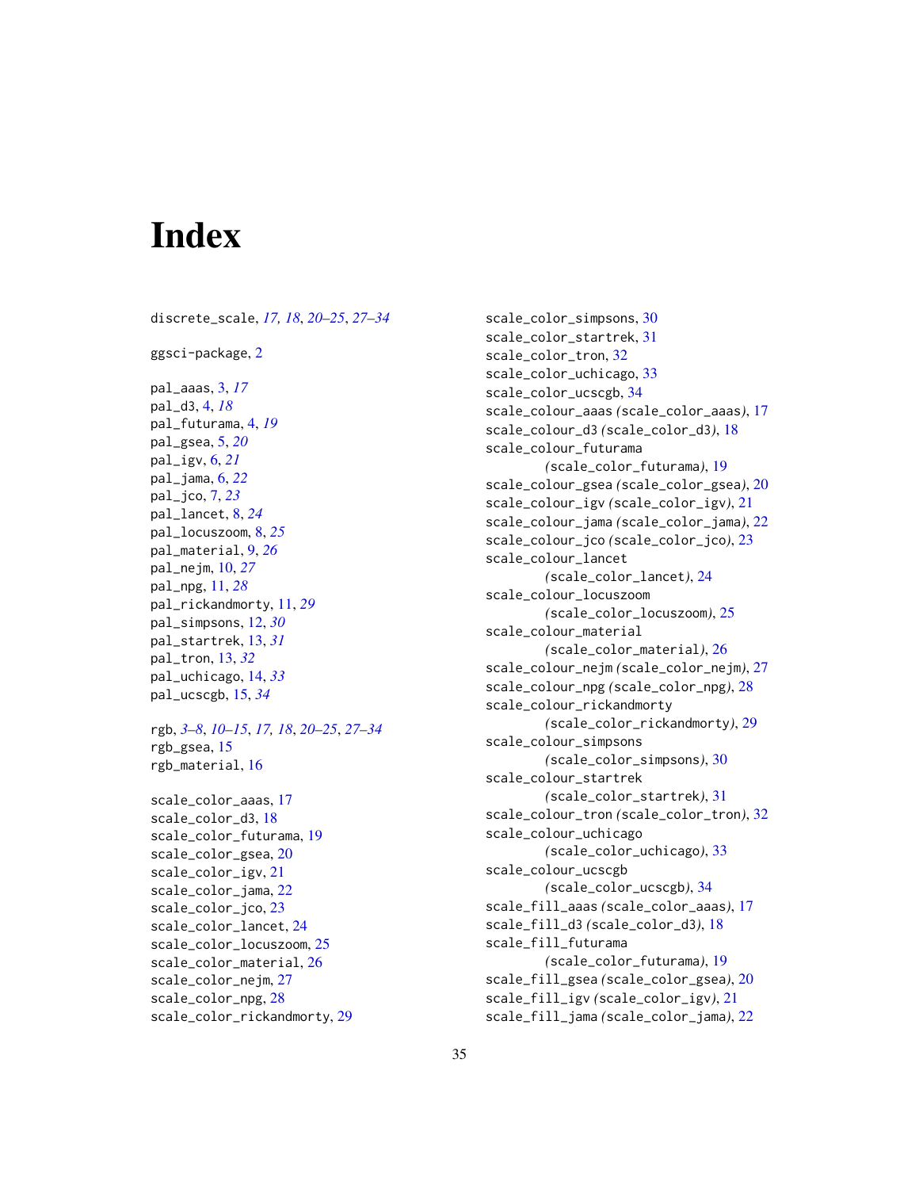# Index

discrete_scale, *17, 18*, *20–25*, *27–34*

ggsci-package, 2

pal_aaas, 3, *17*
pal_d3, 4, *18*
pal_futurama, 4, *19*
pal_gsea, 5, *20*
pal_igv, 6, *21*
pal_jama, 6, *22*
pal_jco, 7, *23*
pal_lancet, 8, *24*
pal_locuszoom, 8, *25*
pal_material, 9, *26*
pal_nejm, 10, *27*
pal_npg, 11, *28*
pal_rickandmorty, 11, *29*
pal_simpsons, 12, *30*
pal_startrek, 13, *31*
pal_tron, 13, *32*
pal_uchicago, 14, *33*
pal_ucscgb, 15, *34*

rgb, *3–8*, *10–15*, *17, 18*, *20–25*, *27–34*
rgb_gsea, 15
rgb_material, 16

scale_color_aaas, 17
scale_color_d3, 18
scale_color_futurama, 19
scale_color_gsea, 20
scale_color_igv, 21
scale_color_jama, 22
scale_color_jco, 23
scale_color_lancet, 24
scale_color_locuszoom, 25
scale_color_material, 26
scale_color_nejm, 27
scale_color_npg, 28
scale_color_rickandmorty, 29
scale_color_simpsons, 30
scale_color_startrek, 31
scale_color_tron, 32
scale_color_uchicago, 33
scale_color_ucscgb, 34
scale_colour_aaas *(scale_color_aaas)*, 17
scale_colour_d3 *(scale_color_d3)*, 18
scale_colour_futurama *(scale_color_futurama)*, 19
scale_colour_gsea *(scale_color_gsea)*, 20
scale_colour_igv *(scale_color_igv)*, 21
scale_colour_jama *(scale_color_jama)*, 22
scale_colour_jco *(scale_color_jco)*, 23
scale_colour_lancet *(scale_color_lancet)*, 24
scale_colour_locuszoom *(scale_color_locuszoom)*, 25
scale_colour_material *(scale_color_material)*, 26
scale_colour_nejm *(scale_color_nejm)*, 27
scale_colour_npg *(scale_color_npg)*, 28
scale_colour_rickandmorty *(scale_color_rickandmorty)*, 29
scale_colour_simpsons *(scale_color_simpsons)*, 30
scale_colour_startrek *(scale_color_startrek)*, 31
scale_colour_tron *(scale_color_tron)*, 32
scale_colour_uchicago *(scale_color_uchicago)*, 33
scale_colour_ucscgb *(scale_color_ucscgb)*, 34
scale_fill_aaas *(scale_color_aaas)*, 17
scale_fill_d3 *(scale_color_d3)*, 18
scale_fill_futurama *(scale_color_futurama)*, 19
scale_fill_gsea *(scale_color_gsea)*, 20
scale_fill_igv *(scale_color_igv)*, 21
scale_fill_jama *(scale_color_jama)*, 22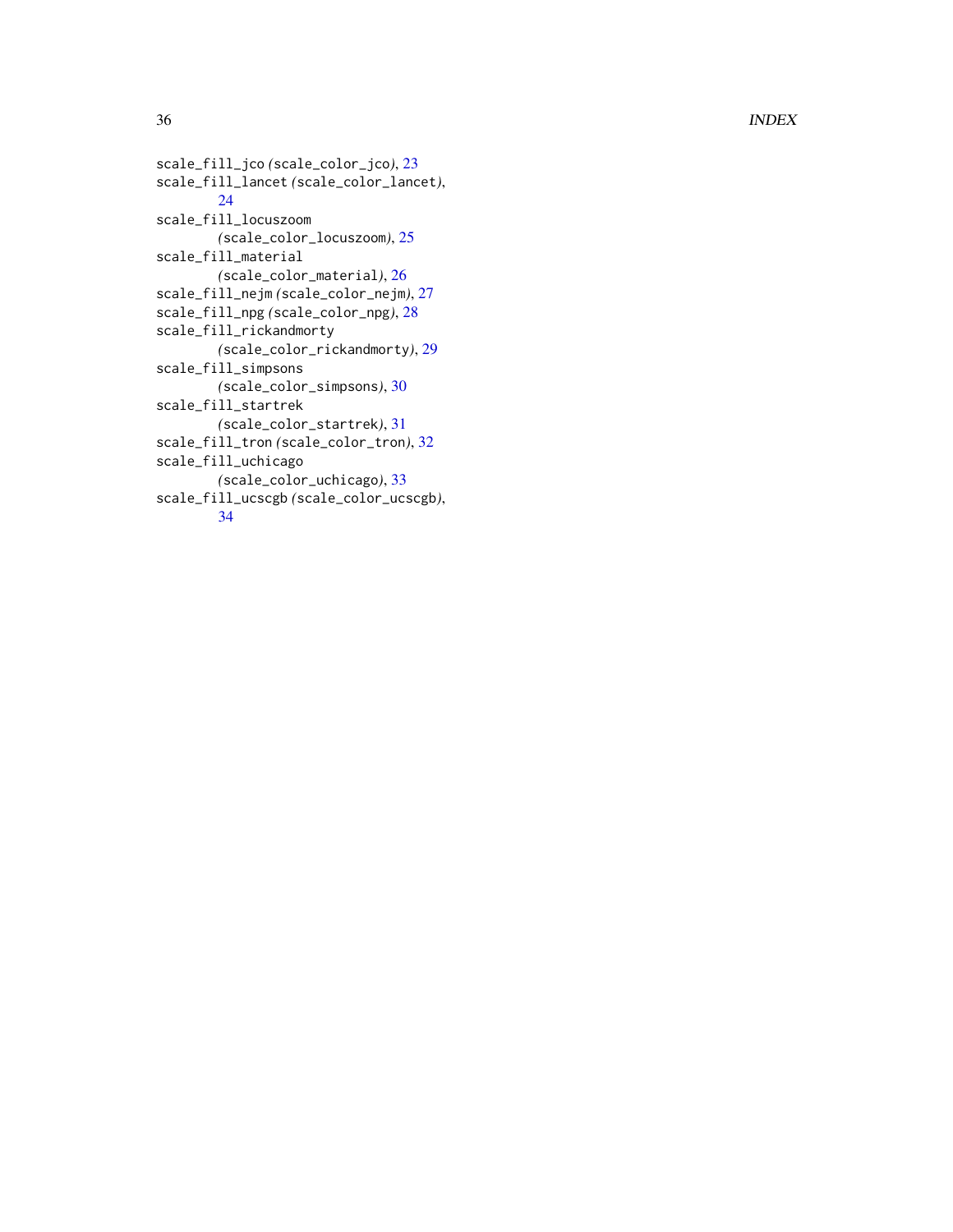scale_fill_jco (scale_color_jco), 23
scale_fill_lancet (scale_color_lancet), 24
scale_fill_locuszoom (scale_color_locuszoom), 25
scale_fill_material (scale_color_material), 26
scale_fill_nejm (scale_color_nejm), 27
scale_fill_npg (scale_color_npg), 28
scale_fill_rickandmorty (scale_color_rickandmorty), 29
scale_fill_simpsons (scale_color_simpsons), 30
scale_fill_startrek (scale_color_startrek), 31
scale_fill_tron (scale_color_tron), 32
scale_fill_uchicago (scale_color_uchicago), 33
scale_fill_ucscgb (scale_color_ucscgb), 34